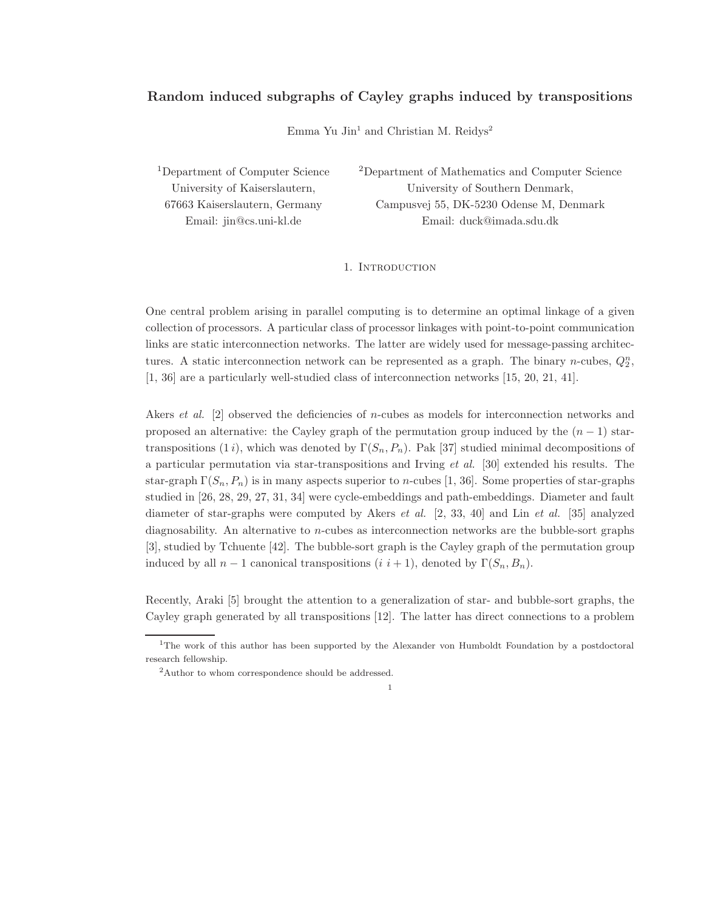# Random induced subgraphs of Cayley graphs induced by transpositions

Emma Yu Jin[1] and Christian M. Reidys[2]

[1]Department of Computer Science
University of Kaiserslautern,
67663 Kaiserslautern, Germany
Email: jin@cs.uni-kl.de

[2]Department of Mathematics and Computer Science
University of Southern Denmark,
Campusvej 55, DK-5230 Odense M, Denmark
Email: duck@imada.sdu.dk

## 1. Introduction

One central problem arising in parallel computing is to determine an optimal linkage of a given collection of processors. A particular class of processor linkages with point-to-point communication links are static interconnection networks. The latter are widely used for message-passing architectures. A static interconnection network can be represented as a graph. The binary $n$-cubes, $Q_2^n$, [1, 36] are a particularly well-studied class of interconnection networks [15, 20, 21, 41].

Akers *et al.* [2] observed the deficiencies of $n$-cubes as models for interconnection networks and proposed an alternative: the Cayley graph of the permutation group induced by the $(n-1)$ star-transpositions $(1\,i)$, which was denoted by $\Gamma(S_n, P_n)$. Pak [37] studied minimal decompositions of a particular permutation via star-transpositions and Irving *et al.* [30] extended his results. The star-graph $\Gamma(S_n, P_n)$ is in many aspects superior to $n$-cubes [1, 36]. Some properties of star-graphs studied in [26, 28, 29, 27, 31, 34] were cycle-embeddings and path-embeddings. Diameter and fault diameter of star-graphs were computed by Akers *et al.* [2, 33, 40] and Lin *et al.* [35] analyzed diagnosability. An alternative to $n$-cubes as interconnection networks are the bubble-sort graphs [3], studied by Tchuente [42]. The bubble-sort graph is the Cayley graph of the permutation group induced by all $n-1$ canonical transpositions $(i\ i+1)$, denoted by $\Gamma(S_n, B_n)$.

Recently, Araki [5] brought the attention to a generalization of star- and bubble-sort graphs, the Cayley graph generated by all transpositions [12]. The latter has direct connections to a problem

[1]The work of this author has been supported by the Alexander von Humboldt Foundation by a postdoctoral research fellowship.

[2]Author to whom correspondence should be addressed.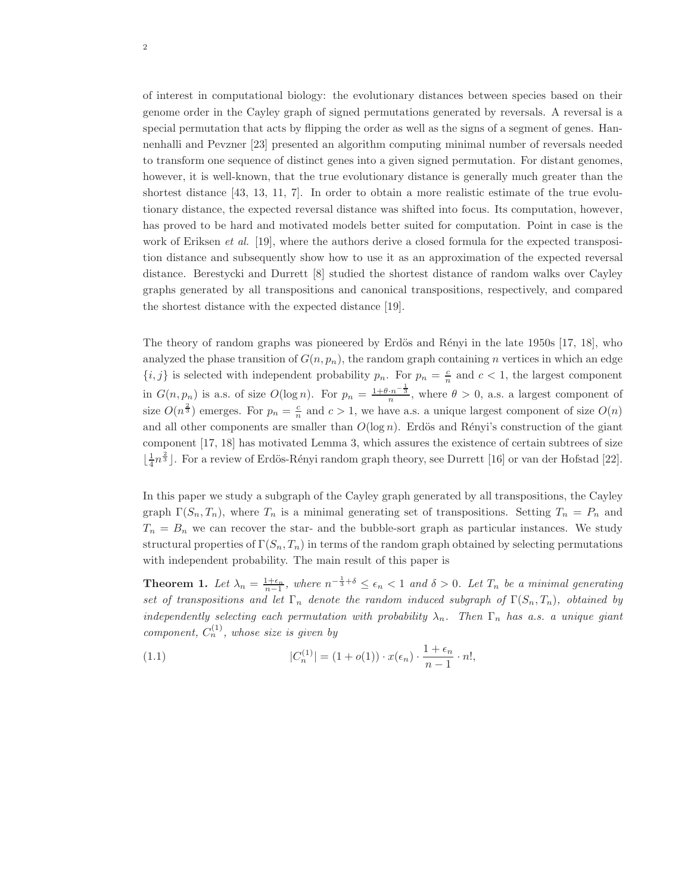of interest in computational biology: the evolutionary distances between species based on their genome order in the Cayley graph of signed permutations generated by reversals. A reversal is a special permutation that acts by flipping the order as well as the signs of a segment of genes. Hannenhalli and Pevzner [23] presented an algorithm computing minimal number of reversals needed to transform one sequence of distinct genes into a given signed permutation. For distant genomes, however, it is well-known, that the true evolutionary distance is generally much greater than the shortest distance [43, 13, 11, 7]. In order to obtain a more realistic estimate of the true evolutionary distance, the expected reversal distance was shifted into focus. Its computation, however, has proved to be hard and motivated models better suited for computation. Point in case is the work of Eriksen *et al.* [19], where the authors derive a closed formula for the expected transposition distance and subsequently show how to use it as an approximation of the expected reversal distance. Berestycki and Durrett [8] studied the shortest distance of random walks over Cayley graphs generated by all transpositions and canonical transpositions, respectively, and compared the shortest distance with the expected distance [19].

The theory of random graphs was pioneered by Erdös and Rényi in the late 1950s [17, 18], who analyzed the phase transition of $G(n, p_n)$, the random graph containing $n$ vertices in which an edge $\{i, j\}$ is selected with independent probability $p_n$. For $p_n = \frac{c}{n}$ and $c < 1$, the largest component in $G(n, p_n)$ is a.s. of size $O(\log n)$. For $p_n = \frac{1+\theta \cdot n^{-\frac{1}{3}}}{n}$, where $\theta > 0$, a.s. a largest component of size $O(n^{\frac{2}{3}})$ emerges. For $p_n = \frac{c}{n}$ and $c > 1$, we have a.s. a unique largest component of size $O(n)$ and all other components are smaller than $O(\log n)$. Erdös and Rényi's construction of the giant component [17, 18] has motivated Lemma 3, which assures the existence of certain subtrees of size $\lfloor \frac{1}{4} n^{\frac{2}{3}} \rfloor$. For a review of Erdös-Rényi random graph theory, see Durrett [16] or van der Hofstad [22].

In this paper we study a subgraph of the Cayley graph generated by all transpositions, the Cayley graph $\Gamma(S_n, T_n)$, where $T_n$ is a minimal generating set of transpositions. Setting $T_n = P_n$ and $T_n = B_n$ we can recover the star- and the bubble-sort graph as particular instances. We study structural properties of $\Gamma(S_n, T_n)$ in terms of the random graph obtained by selecting permutations with independent probability. The main result of this paper is

**Theorem 1.** *Let $\lambda_n = \frac{1+\epsilon_n}{n-1}$, where $n^{-\frac{1}{3}+\delta} \leq \epsilon_n < 1$ and $\delta > 0$. Let $T_n$ be a minimal generating set of transpositions and let $\Gamma_n$ denote the random induced subgraph of $\Gamma(S_n, T_n)$, obtained by independently selecting each permutation with probability $\lambda_n$. Then $\Gamma_n$ has a.s. a unique giant component, $C_n^{(1)}$, whose size is given by*

$$|C_n^{(1)}| = (1 + o(1)) \cdot x(\epsilon_n) \cdot \frac{1 + \epsilon_n}{n - 1} \cdot n!, \tag{1.1}$$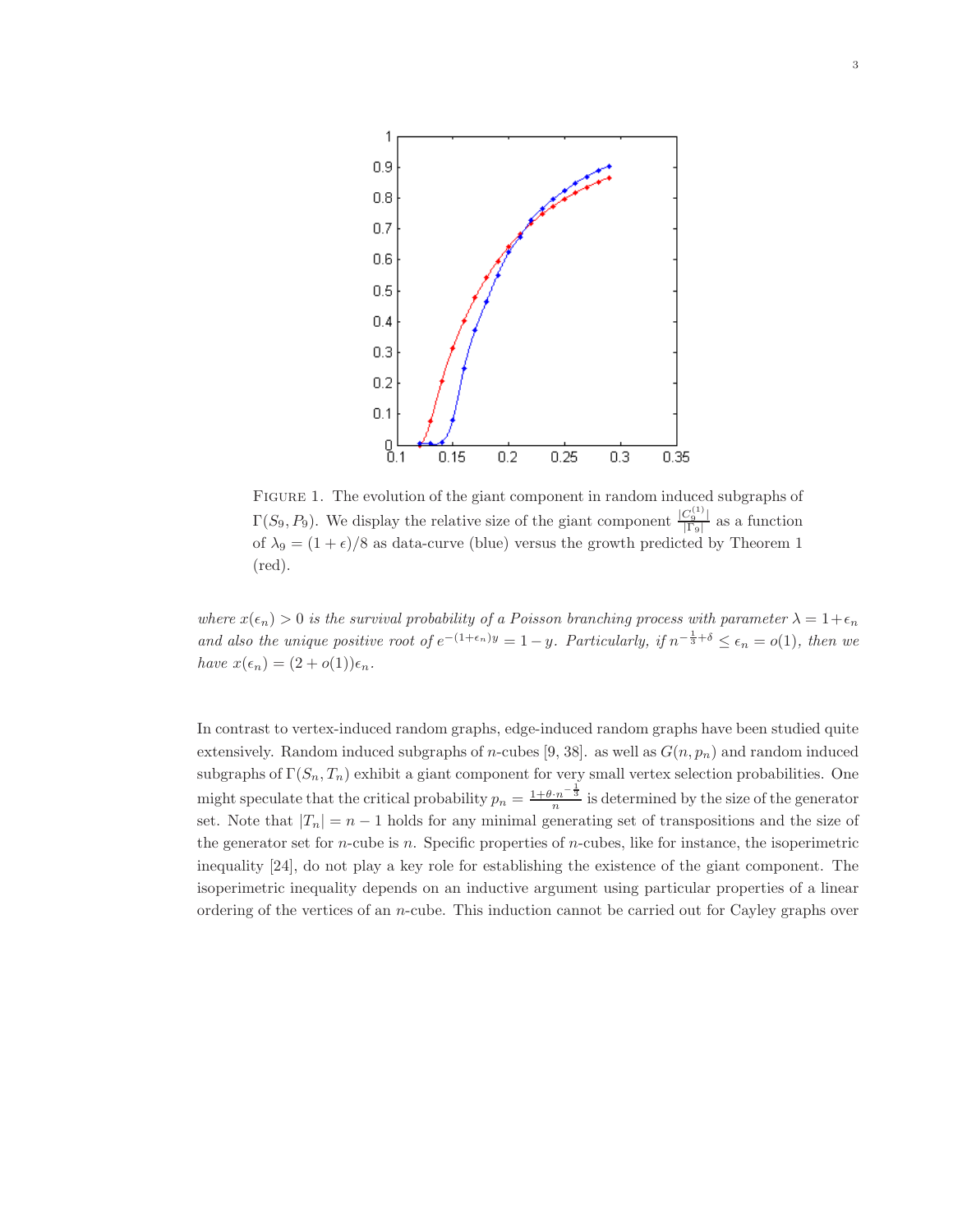FIGURE 1. The evolution of the giant component in random induced subgraphs of $\Gamma(S_9, P_9)$. We display the relative size of the giant component $\frac{|C_9^{(1)}|}{|\Gamma_9|}$ as a function of $\lambda_9 = (1+\epsilon)/8$ as data-curve (blue) versus the growth predicted by Theorem 1 (red).

*where $x(\epsilon_n) > 0$ is the survival probability of a Poisson branching process with parameter $\lambda = 1+\epsilon_n$ and also the unique positive root of $e^{-(1+\epsilon_n)y} = 1-y$. Particularly, if $n^{-\frac{1}{3}+\delta} \leq \epsilon_n = o(1)$, then we have $x(\epsilon_n) = (2+o(1))\epsilon_n$.*

In contrast to vertex-induced random graphs, edge-induced random graphs have been studied quite extensively. Random induced subgraphs of $n$-cubes [9, 38]. as well as $G(n, p_n)$ and random induced subgraphs of $\Gamma(S_n, T_n)$ exhibit a giant component for very small vertex selection probabilities. One might speculate that the critical probability $p_n = \frac{1+\theta \cdot n^{-\frac{1}{3}}}{n}$ is determined by the size of the generator set. Note that $|T_n| = n-1$ holds for any minimal generating set of transpositions and the size of the generator set for $n$-cube is $n$. Specific properties of $n$-cubes, like for instance, the isoperimetric inequality [24], do not play a key role for establishing the existence of the giant component. The isoperimetric inequality depends on an inductive argument using particular properties of a linear ordering of the vertices of an $n$-cube. This induction cannot be carried out for Cayley graphs over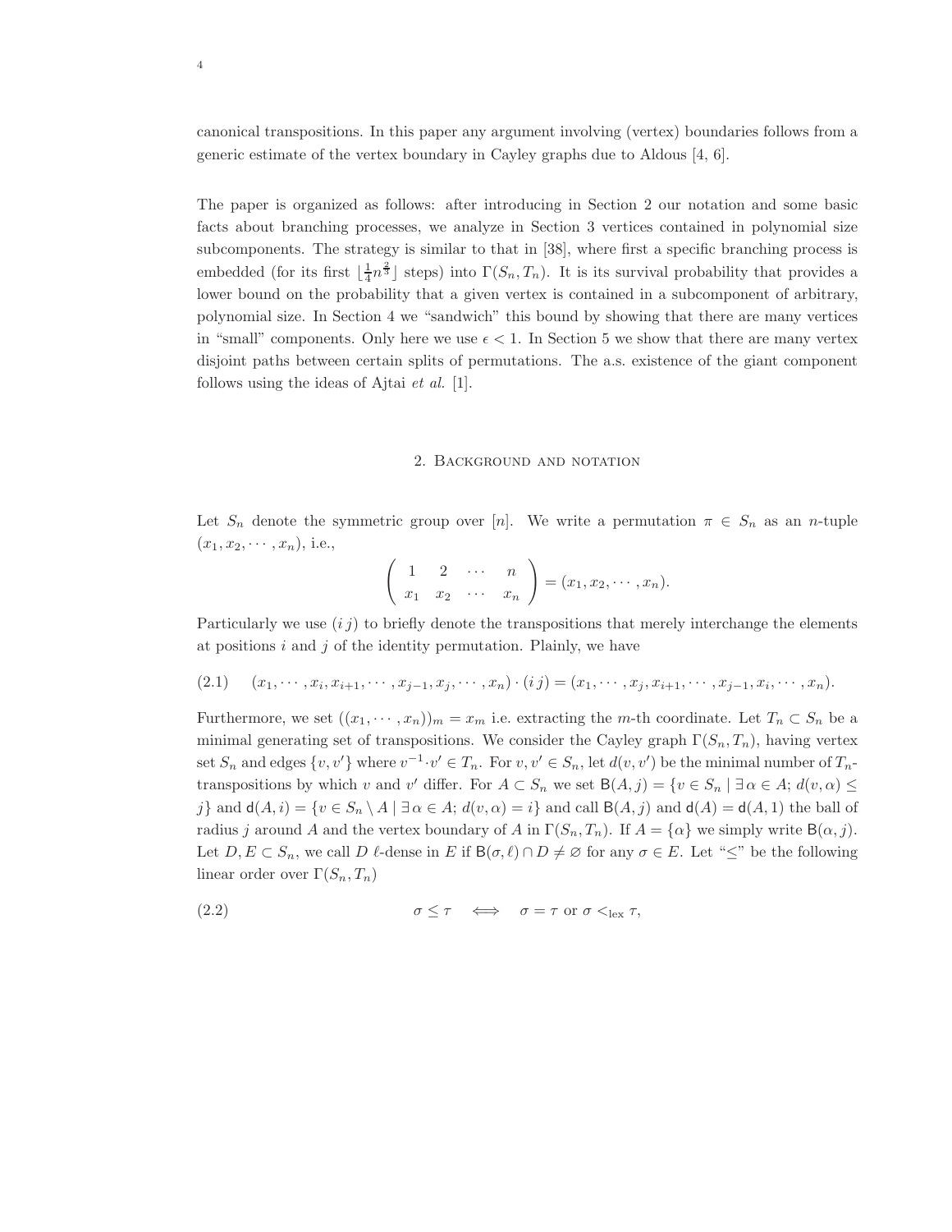canonical transpositions. In this paper any argument involving (vertex) boundaries follows from a generic estimate of the vertex boundary in Cayley graphs due to Aldous [4, 6].

The paper is organized as follows: after introducing in Section 2 our notation and some basic facts about branching processes, we analyze in Section 3 vertices contained in polynomial size subcomponents. The strategy is similar to that in [38], where first a specific branching process is embedded (for its first $\lfloor \frac{1}{4} n^{\frac{2}{3}} \rfloor$ steps) into $\Gamma(S_n, T_n)$. It is its survival probability that provides a lower bound on the probability that a given vertex is contained in a subcomponent of arbitrary, polynomial size. In Section 4 we "sandwich" this bound by showing that there are many vertices in "small" components. Only here we use $\epsilon < 1$. In Section 5 we show that there are many vertex disjoint paths between certain splits of permutations. The a.s. existence of the giant component follows using the ideas of Ajtai *et al.* [1].

## 2. Background and notation

Let $S_n$ denote the symmetric group over $[n]$. We write a permutation $\pi \in S_n$ as an $n$-tuple $(x_1, x_2, \cdots, x_n)$, i.e.,

$$\begin{pmatrix} 1 & 2 & \cdots & n \\ x_1 & x_2 & \cdots & x_n \end{pmatrix} = (x_1, x_2, \cdots, x_n).$$

Particularly we use $(i\, j)$ to briefly denote the transpositions that merely interchange the elements at positions $i$ and $j$ of the identity permutation. Plainly, we have

$$(2.1) \qquad (x_1, \cdots, x_i, x_{i+1}, \cdots, x_{j-1}, x_j, \cdots, x_n) \cdot (i\, j) = (x_1, \cdots, x_j, x_{i+1}, \cdots, x_{j-1}, x_i, \cdots, x_n).$$

Furthermore, we set $((x_1, \cdots, x_n))_m = x_m$ i.e. extracting the $m$-th coordinate. Let $T_n \subset S_n$ be a minimal generating set of transpositions. We consider the Cayley graph $\Gamma(S_n, T_n)$, having vertex set $S_n$ and edges $\{v, v'\}$ where $v^{-1} \cdot v' \in T_n$. For $v, v' \in S_n$, let $d(v, v')$ be the minimal number of $T_n$-transpositions by which $v$ and $v'$ differ. For $A \subset S_n$ we set $\mathsf{B}(A, j) = \{v \in S_n \mid \exists\, \alpha \in A;\, d(v, \alpha) \leq j\}$ and $\mathsf{d}(A, i) = \{v \in S_n \setminus A \mid \exists\, \alpha \in A;\, d(v, \alpha) = i\}$ and call $\mathsf{B}(A, j)$ and $\mathsf{d}(A) = \mathsf{d}(A, 1)$ the ball of radius $j$ around $A$ and the vertex boundary of $A$ in $\Gamma(S_n, T_n)$. If $A = \{\alpha\}$ we simply write $\mathsf{B}(\alpha, j)$. Let $D, E \subset S_n$, we call $D$ $\ell$-dense in $E$ if $\mathsf{B}(\sigma, \ell) \cap D \neq \varnothing$ for any $\sigma \in E$. Let "$\leq$" be the following linear order over $\Gamma(S_n, T_n)$

$$(2.2) \qquad \sigma \leq \tau \quad \Longleftrightarrow \quad \sigma = \tau \text{ or } \sigma <_{\text{lex}} \tau,$$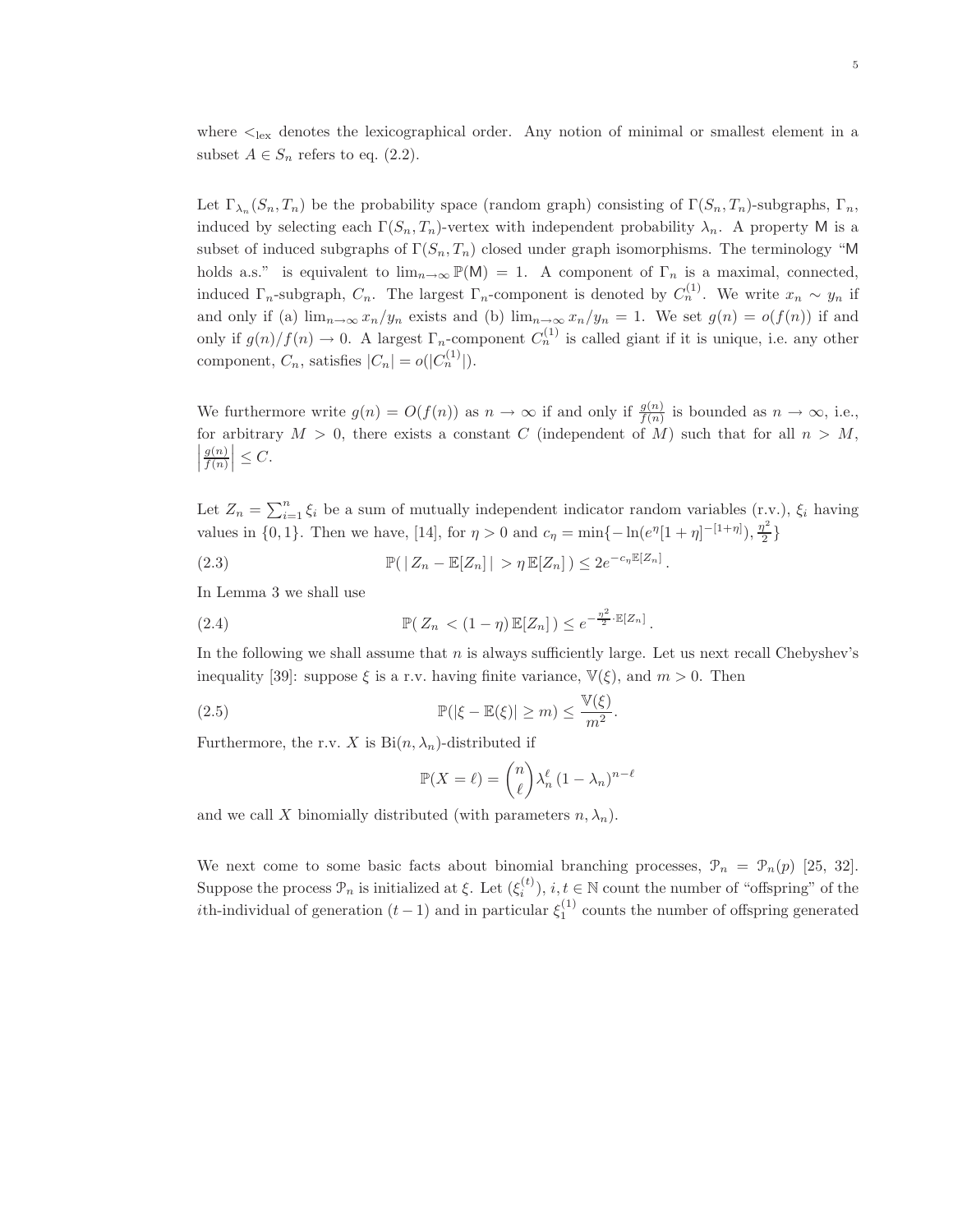where $<_{\rm lex}$ denotes the lexicographical order. Any notion of minimal or smallest element in a subset $A \in S_n$ refers to eq. (2.2).

Let $\Gamma_{\lambda_n}(S_n, T_n)$ be the probability space (random graph) consisting of $\Gamma(S_n, T_n)$-subgraphs, $\Gamma_n$, induced by selecting each $\Gamma(S_n, T_n)$-vertex with independent probability $\lambda_n$. A property $\mathsf{M}$ is a subset of induced subgraphs of $\Gamma(S_n, T_n)$ closed under graph isomorphisms. The terminology "$\mathsf{M}$ holds a.s." is equivalent to $\lim_{n\to\infty} \mathbb{P}(\mathsf{M}) = 1$. A component of $\Gamma_n$ is a maximal, connected, induced $\Gamma_n$-subgraph, $C_n$. The largest $\Gamma_n$-component is denoted by $C_n^{(1)}$. We write $x_n \sim y_n$ if and only if (a) $\lim_{n\to\infty} x_n/y_n$ exists and (b) $\lim_{n\to\infty} x_n/y_n = 1$. We set $g(n) = o(f(n))$ if and only if $g(n)/f(n) \to 0$. A largest $\Gamma_n$-component $C_n^{(1)}$ is called giant if it is unique, i.e. any other component, $C_n$, satisfies $|C_n| = o(|C_n^{(1)}|)$.

We furthermore write $g(n) = O(f(n))$ as $n \to \infty$ if and only if $\frac{g(n)}{f(n)}$ is bounded as $n \to \infty$, i.e., for arbitrary $M > 0$, there exists a constant $C$ (independent of $M$) such that for all $n > M$, $\left|\frac{g(n)}{f(n)}\right| \le C$.

Let $Z_n = \sum_{i=1}^{n} \xi_i$ be a sum of mutually independent indicator random variables (r.v.), $\xi_i$ having values in $\{0, 1\}$. Then we have, [14], for $\eta > 0$ and $c_\eta = \min\{-\ln(e^\eta[1+\eta]^{-[1+\eta]}), \frac{\eta^2}{2}\}$

$$\mathbb{P}(\,|\,Z_n - \mathbb{E}[Z_n]\,| \,> \eta\,\mathbb{E}[Z_n]\,) \le 2e^{-c_\eta \mathbb{E}[Z_n]}\,. \tag{2.3}$$

In Lemma 3 we shall use

$$\mathbb{P}(\,Z_n \,< (1-\eta)\,\mathbb{E}[Z_n]\,) \le e^{-\frac{\eta^2}{2}\cdot \mathbb{E}[Z_n]}\,. \tag{2.4}$$

In the following we shall assume that $n$ is always sufficiently large. Let us next recall Chebyshev's inequality [39]: suppose $\xi$ is a r.v. having finite variance, $\mathbb{V}(\xi)$, and $m > 0$. Then

$$\mathbb{P}(|\xi - \mathbb{E}(\xi)| \ge m) \le \frac{\mathbb{V}(\xi)}{m^2}. \tag{2.5}$$

Furthermore, the r.v. $X$ is $\mathrm{Bi}(n, \lambda_n)$-distributed if

$$\mathbb{P}(X = \ell) = \binom{n}{\ell} \lambda_n^\ell\, (1-\lambda_n)^{n-\ell}$$

and we call $X$ binomially distributed (with parameters $n, \lambda_n$).

We next come to some basic facts about binomial branching processes, $\mathcal{P}_n = \mathcal{P}_n(p)$ [25, 32]. Suppose the process $\mathcal{P}_n$ is initialized at $\xi$. Let $(\xi_i^{(t)})$, $i, t \in \mathbb{N}$ count the number of "offspring" of the $i$th-individual of generation $(t-1)$ and in particular $\xi_1^{(1)}$ counts the number of offspring generated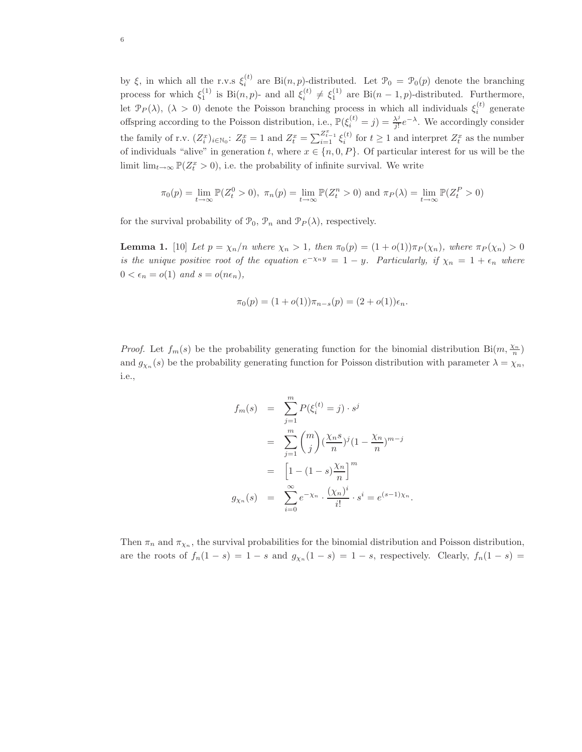by $\xi$, in which all the r.v.s $\xi_i^{(t)}$ are $\text{Bi}(n,p)$-distributed. Let $\mathcal{P}_0 = \mathcal{P}_0(p)$ denote the branching process for which $\xi_1^{(1)}$ is $\text{Bi}(n,p)$- and all $\xi_i^{(t)} \neq \xi_1^{(1)}$ are $\text{Bi}(n-1,p)$-distributed. Furthermore, let $\mathcal{P}_P(\lambda)$, $(\lambda > 0)$ denote the Poisson branching process in which all individuals $\xi_i^{(t)}$ generate offspring according to the Poisson distribution, i.e., $\mathbb{P}(\xi_i^{(t)} = j) = \frac{\lambda^j}{j!}e^{-\lambda}$. We accordingly consider the family of r.v. $(Z_i^x)_{i\in\mathbb{N}_0}$: $Z_0^x = 1$ and $Z_t^x = \sum_{i=1}^{Z_{t-1}^x} \xi_i^{(t)}$ for $t \geq 1$ and interpret $Z_t^x$ as the number of individuals "alive" in generation $t$, where $x \in \{n, 0, P\}$. Of particular interest for us will be the limit $\lim_{t\to\infty} \mathbb{P}(Z_t^x > 0)$, i.e. the probability of infinite survival. We write

$$\pi_0(p) = \lim_{t\to\infty} \mathbb{P}(Z_t^0 > 0),\ \pi_n(p) = \lim_{t\to\infty} \mathbb{P}(Z_t^n > 0) \text{ and } \pi_P(\lambda) = \lim_{t\to\infty} \mathbb{P}(Z_t^P > 0)$$

for the survival probability of $\mathcal{P}_0$, $\mathcal{P}_n$ and $\mathcal{P}_P(\lambda)$, respectively.

**Lemma 1.** [10] *Let $p = \chi_n/n$ where $\chi_n > 1$, then $\pi_0(p) = (1+o(1))\pi_P(\chi_n)$, where $\pi_P(\chi_n) > 0$ is the unique positive root of the equation $e^{-\chi_n y} = 1 - y$. Particularly, if $\chi_n = 1 + \epsilon_n$ where $0 < \epsilon_n = o(1)$ and $s = o(n\epsilon_n)$,*

$$\pi_0(p) = (1+o(1))\pi_{n-s}(p) = (2+o(1))\epsilon_n.$$

*Proof.* Let $f_m(s)$ be the probability generating function for the binomial distribution $\text{Bi}(m, \frac{\chi_n}{n})$ and $g_{\chi_n}(s)$ be the probability generating function for Poisson distribution with parameter $\lambda = \chi_n$, i.e.,

$$\begin{aligned}
f_m(s) &= \sum_{j=1}^{m} P(\xi_i^{(t)} = j)\cdot s^j \\
&= \sum_{j=1}^{m} \binom{m}{j} (\frac{\chi_n s}{n})^j (1 - \frac{\chi_n}{n})^{m-j} \\
&= \Big[1 - (1-s)\frac{\chi_n}{n}\Big]^m \\
g_{\chi_n}(s) &= \sum_{i=0}^{\infty} e^{-\chi_n} \cdot \frac{(\chi_n)^i}{i!} \cdot s^i = e^{(s-1)\chi_n}.
\end{aligned}$$

Then $\pi_n$ and $\pi_{\chi_n}$, the survival probabilities for the binomial distribution and Poisson distribution, are the roots of $f_n(1-s) = 1-s$ and $g_{\chi_n}(1-s) = 1-s$, respectively. Clearly, $f_n(1-s) =$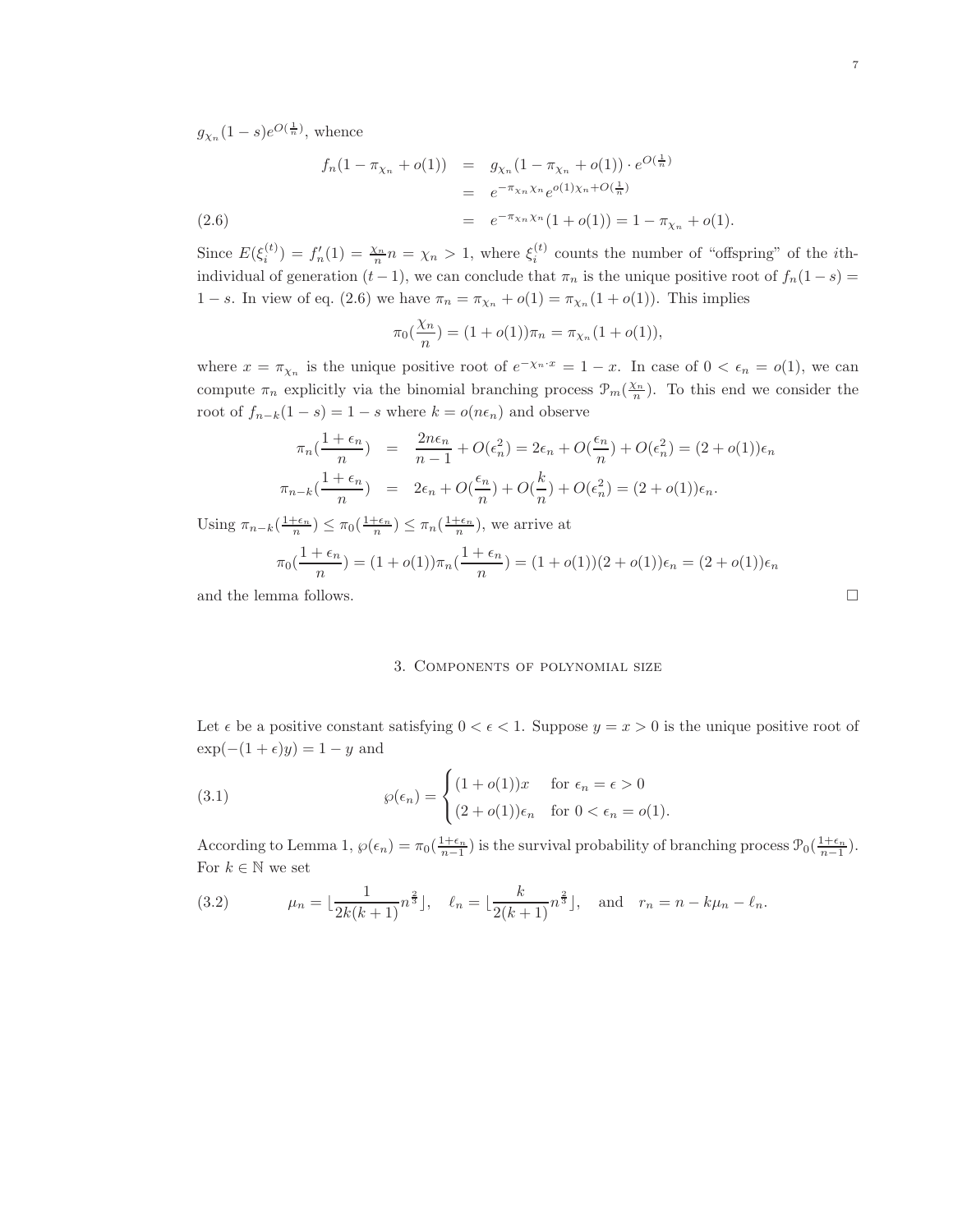$g_{\chi_n}(1-s)e^{O(\frac{1}{n})}$, whence

$$
\begin{aligned}
f_n(1-\pi_{\chi_n}+o(1)) &= g_{\chi_n}(1-\pi_{\chi_n}+o(1))\cdot e^{O(\frac{1}{n})} \\
&= e^{-\pi_{\chi_n}\chi_n}e^{o(1)\chi_n+O(\frac{1}{n})} \\
&= e^{-\pi_{\chi_n}\chi_n}(1+o(1)) = 1-\pi_{\chi_n}+o(1). \qquad (2.6)
\end{aligned}
$$

Since $E(\xi_i^{(t)}) = f_n'(1) = \frac{\chi_n}{n}n = \chi_n > 1$, where $\xi_i^{(t)}$ counts the number of "offspring" of the $i$th-individual of generation $(t-1)$, we can conclude that $\pi_n$ is the unique positive root of $f_n(1-s) = 1-s$. In view of eq. (2.6) we have $\pi_n = \pi_{\chi_n} + o(1) = \pi_{\chi_n}(1+o(1))$. This implies

$$
\pi_0(\frac{\chi_n}{n}) = (1+o(1))\pi_n = \pi_{\chi_n}(1+o(1)),
$$

where $x = \pi_{\chi_n}$ is the unique positive root of $e^{-\chi_n\cdot x} = 1-x$. In case of $0 < \epsilon_n = o(1)$, we can compute $\pi_n$ explicitly via the binomial branching process $\mathcal{P}_m(\frac{\chi_n}{n})$. To this end we consider the root of $f_{n-k}(1-s) = 1-s$ where $k = o(n\epsilon_n)$ and observe

$$
\begin{aligned}
\pi_n(\frac{1+\epsilon_n}{n}) &= \frac{2n\epsilon_n}{n-1} + O(\epsilon_n^2) = 2\epsilon_n + O(\frac{\epsilon_n}{n}) + O(\epsilon_n^2) = (2+o(1))\epsilon_n \\
\pi_{n-k}(\frac{1+\epsilon_n}{n}) &= 2\epsilon_n + O(\frac{\epsilon_n}{n}) + O(\frac{k}{n}) + O(\epsilon_n^2) = (2+o(1))\epsilon_n.
\end{aligned}
$$

Using $\pi_{n-k}(\frac{1+\epsilon_n}{n}) \le \pi_0(\frac{1+\epsilon_n}{n}) \le \pi_n(\frac{1+\epsilon_n}{n})$, we arrive at

$$
\pi_0(\frac{1+\epsilon_n}{n}) = (1+o(1))\pi_n(\frac{1+\epsilon_n}{n}) = (1+o(1))(2+o(1))\epsilon_n = (2+o(1))\epsilon_n
$$

and the lemma follows. □

## 3. Components of polynomial size

Let $\epsilon$ be a positive constant satisfying $0 < \epsilon < 1$. Suppose $y = x > 0$ is the unique positive root of $\exp(-(1+\epsilon)y) = 1-y$ and

$$
\wp(\epsilon_n) = \begin{cases} (1+o(1))x & \text{for } \epsilon_n = \epsilon > 0 \\ (2+o(1))\epsilon_n & \text{for } 0 < \epsilon_n = o(1). \end{cases} \qquad (3.1)
$$

According to Lemma 1, $\wp(\epsilon_n) = \pi_0(\frac{1+\epsilon_n}{n-1})$ is the survival probability of branching process $\mathcal{P}_0(\frac{1+\epsilon_n}{n-1})$. For $k \in \mathbb{N}$ we set

$$
\mu_n = \lfloor \frac{1}{2k(k+1)} n^{\frac{2}{3}} \rfloor, \quad \ell_n = \lfloor \frac{k}{2(k+1)} n^{\frac{2}{3}} \rfloor, \quad \text{and} \quad r_n = n - k\mu_n - \ell_n. \qquad (3.2)
$$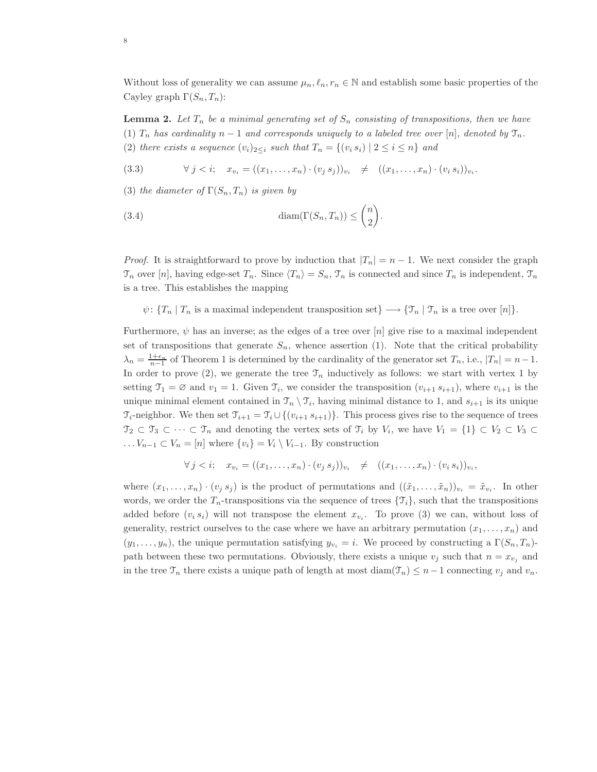Without loss of generality we can assume $\mu_n, \ell_n, r_n \in \mathbb{N}$ and establish some basic properties of the Cayley graph $\Gamma(S_n, T_n)$:

**Lemma 2.** *Let $T_n$ be a minimal generating set of $S_n$ consisting of transpositions, then we have*
*(1) $T_n$ has cardinality $n-1$ and corresponds uniquely to a labeled tree over $[n]$, denoted by $\mathcal{T}_n$.*
*(2) there exists a sequence $(v_i)_{2\le i}$ such that $T_n = \{(v_i\, s_i) \mid 2 \le i \le n\}$ and*

$$\forall\, j < i; \quad x_{v_i} = ((x_1, \dots, x_n) \cdot (v_j\, s_j))_{v_i} \quad \neq \quad ((x_1, \dots, x_n) \cdot (v_i\, s_i))_{v_i}. \tag{3.3}$$

*(3) the diameter of $\Gamma(S_n, T_n)$ is given by*

$$\mathrm{diam}(\Gamma(S_n, T_n)) \le \binom{n}{2}. \tag{3.4}$$

*Proof.* It is straightforward to prove by induction that $|T_n| = n-1$. We next consider the graph $\mathcal{T}_n$ over $[n]$, having edge-set $T_n$. Since $\langle T_n \rangle = S_n$, $\mathcal{T}_n$ is connected and since $T_n$ is independent, $\mathcal{T}_n$ is a tree. This establishes the mapping

$$\psi\colon \{T_n \mid T_n \text{ is a maximal independent transposition set}\} \longrightarrow \{\mathcal{T}_n \mid \mathcal{T}_n \text{ is a tree over } [n]\}.$$

Furthermore, $\psi$ has an inverse; as the edges of a tree over $[n]$ give rise to a maximal independent set of transpositions that generate $S_n$, whence assertion (1). Note that the critical probability $\lambda_n = \frac{1+\epsilon_n}{n-1}$ of Theorem 1 is determined by the cardinality of the generator set $T_n$, i.e., $|T_n| = n-1$. In order to prove (2), we generate the tree $\mathcal{T}_n$ inductively as follows: we start with vertex 1 by setting $\mathcal{T}_1 = \varnothing$ and $v_1 = 1$. Given $\mathcal{T}_i$, we consider the transposition $(v_{i+1}\, s_{i+1})$, where $v_{i+1}$ is the unique minimal element contained in $\mathcal{T}_n \setminus \mathcal{T}_i$, having minimal distance to 1, and $s_{i+1}$ is its unique $\mathcal{T}_i$-neighbor. We then set $\mathcal{T}_{i+1} = \mathcal{T}_i \cup \{(v_{i+1}\, s_{i+1})\}$. This process gives rise to the sequence of trees $\mathcal{T}_2 \subset \mathcal{T}_3 \subset \cdots \subset \mathcal{T}_n$ and denoting the vertex sets of $\mathcal{T}_i$ by $V_i$, we have $V_1 = \{1\} \subset V_2 \subset V_3 \subset \dots V_{n-1} \subset V_n = [n]$ where $\{v_i\} = V_i \setminus V_{i-1}$. By construction

$$\forall\, j < i; \quad x_{v_i} = ((x_1, \dots, x_n) \cdot (v_j\, s_j))_{v_i} \quad \neq \quad ((x_1, \dots, x_n) \cdot (v_i\, s_i))_{v_i},$$

where $(x_1, \dots, x_n) \cdot (v_j\, s_j)$ is the product of permutations and $((\tilde{x}_1, \dots, \tilde{x}_n))_{v_i} = \tilde{x}_{v_i}$. In other words, we order the $T_n$-transpositions via the sequence of trees $\{\mathcal{T}_i\}$, such that the transpositions added before $(v_i\, s_i)$ will not transpose the element $x_{v_i}$. To prove (3) we can, without loss of generality, restrict ourselves to the case where we have an arbitrary permutation $(x_1, \dots, x_n)$ and $(y_1, \dots, y_n)$, the unique permutation satisfying $y_{v_i} = i$. We proceed by constructing a $\Gamma(S_n, T_n)$-path between these two permutations. Obviously, there exists a unique $v_j$ such that $n = x_{v_j}$ and in the tree $\mathcal{T}_n$ there exists a unique path of length at most $\mathrm{diam}(\mathcal{T}_n) \le n-1$ connecting $v_j$ and $v_n$.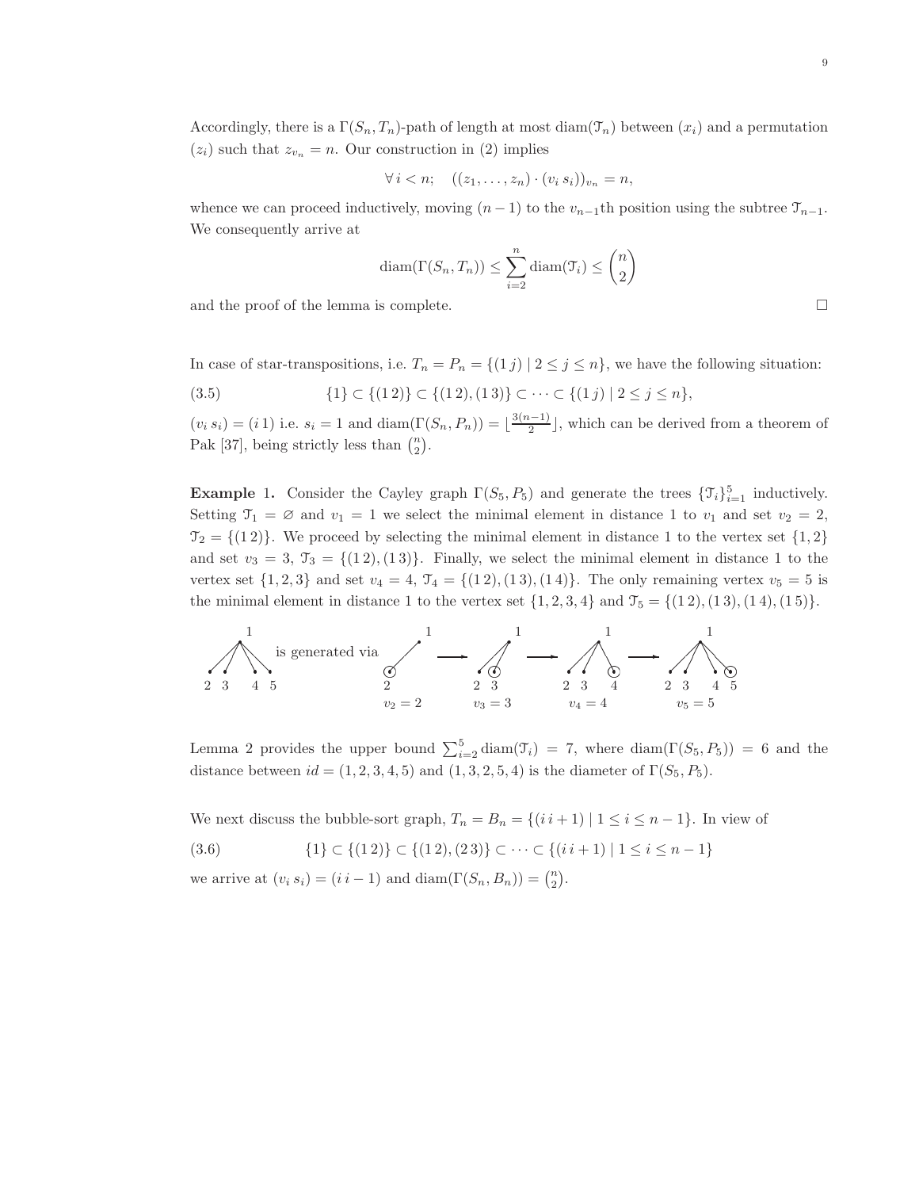Accordingly, there is a $\Gamma(S_n, T_n)$-path of length at most $\mathrm{diam}(\mathcal{T}_n)$ between $(x_i)$ and a permutation $(z_i)$ such that $z_{v_n} = n$. Our construction in (2) implies

$$\forall\, i < n; \quad ((z_1, \dots, z_n) \cdot (v_i\, s_i))_{v_n} = n,$$

whence we can proceed inductively, moving $(n-1)$ to the $v_{n-1}$th position using the subtree $\mathcal{T}_{n-1}$. We consequently arrive at

$$\mathrm{diam}(\Gamma(S_n, T_n)) \leq \sum_{i=2}^{n} \mathrm{diam}(\mathcal{T}_i) \leq \binom{n}{2}$$

and the proof of the lemma is complete. $\square$

In case of star-transpositions, i.e. $T_n = P_n = \{(1\,j) \mid 2 \leq j \leq n\}$, we have the following situation:

$$\{1\} \subset \{(1\,2)\} \subset \{(1\,2), (1\,3)\} \subset \cdots \subset \{(1\,j) \mid 2 \leq j \leq n\}, \tag{3.5}$$

$(v_i\, s_i) = (i\, 1)$ i.e. $s_i = 1$ and $\mathrm{diam}(\Gamma(S_n, P_n)) = \lfloor \frac{3(n-1)}{2} \rfloor$, which can be derived from a theorem of Pak [37], being strictly less than $\binom{n}{2}$.

**Example** 1. Consider the Cayley graph $\Gamma(S_5, P_5)$ and generate the trees $\{\mathcal{T}_i\}_{i=1}^{5}$ inductively. Setting $\mathcal{T}_1 = \varnothing$ and $v_1 = 1$ we select the minimal element in distance 1 to $v_1$ and set $v_2 = 2$, $\mathcal{T}_2 = \{(1\,2)\}$. We proceed by selecting the minimal element in distance 1 to the vertex set $\{1, 2\}$ and set $v_3 = 3$, $\mathcal{T}_3 = \{(1\,2), (1\,3)\}$. Finally, we select the minimal element in distance 1 to the vertex set $\{1, 2, 3\}$ and set $v_4 = 4$, $\mathcal{T}_4 = \{(1\,2), (1\,3), (1\,4)\}$. The only remaining vertex $v_5 = 5$ is the minimal element in distance 1 to the vertex set $\{1, 2, 3, 4\}$ and $\mathcal{T}_5 = \{(1\,2), (1\,3), (1\,4), (1\,5)\}$.

[Tree with root 1 and leaves 2 3 4 5] is generated via [trees: $v_2 = 2$ → $v_3 = 3$ → $v_4 = 4$ → $v_5 = 5$]

Lemma 2 provides the upper bound $\sum_{i=2}^{5} \mathrm{diam}(\mathcal{T}_i) = 7$, where $\mathrm{diam}(\Gamma(S_5, P_5)) = 6$ and the distance between $id = (1, 2, 3, 4, 5)$ and $(1, 3, 2, 5, 4)$ is the diameter of $\Gamma(S_5, P_5)$.

We next discuss the bubble-sort graph, $T_n = B_n = \{(i\, i+1) \mid 1 \leq i \leq n-1\}$. In view of

$$\{1\} \subset \{(1\,2)\} \subset \{(1\,2), (2\,3)\} \subset \cdots \subset \{(i\, i+1) \mid 1 \leq i \leq n-1\} \tag{3.6}$$

we arrive at $(v_i\, s_i) = (i\, i-1)$ and $\mathrm{diam}(\Gamma(S_n, B_n)) = \binom{n}{2}$.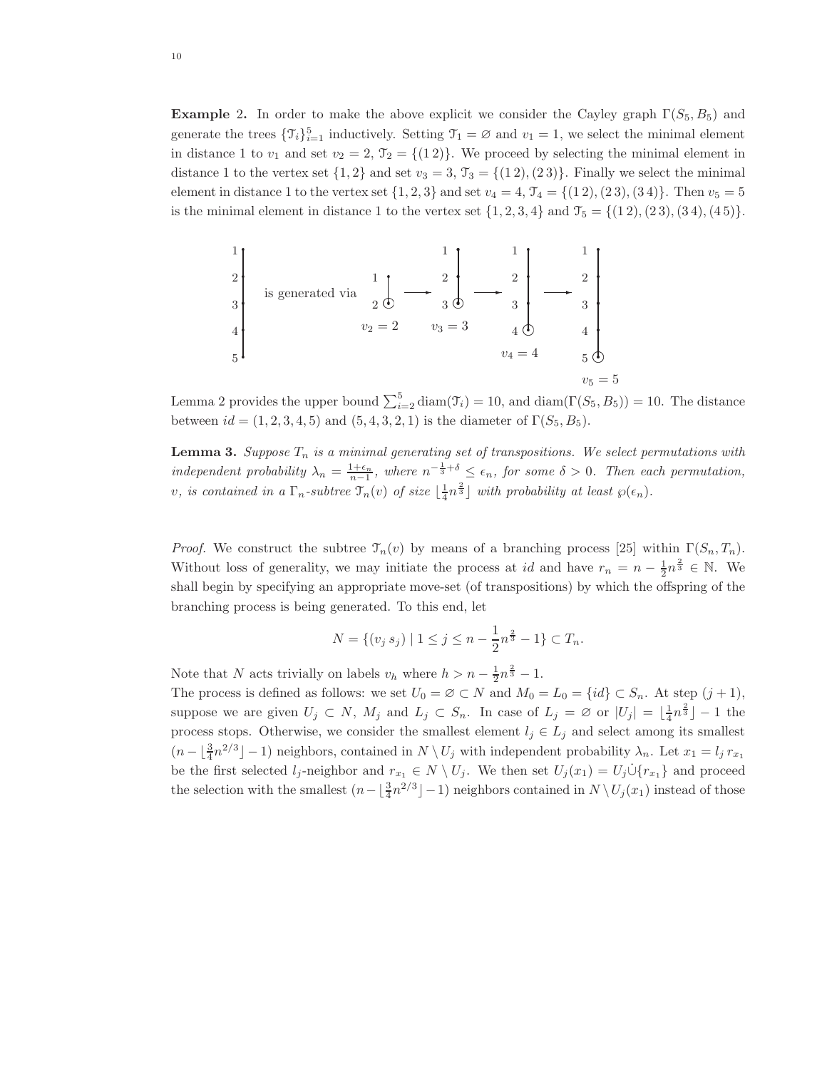**Example 2.** In order to make the above explicit we consider the Cayley graph $\Gamma(S_5, B_5)$ and generate the trees $\{\mathcal{T}_i\}_{i=1}^5$ inductively. Setting $\mathcal{T}_1 = \varnothing$ and $v_1 = 1$, we select the minimal element in distance 1 to $v_1$ and set $v_2 = 2$, $\mathcal{T}_2 = \{(1\,2)\}$. We proceed by selecting the minimal element in distance 1 to the vertex set $\{1, 2\}$ and set $v_3 = 3$, $\mathcal{T}_3 = \{(1\,2), (2\,3)\}$. Finally we select the minimal element in distance 1 to the vertex set $\{1, 2, 3\}$ and set $v_4 = 4$, $\mathcal{T}_4 = \{(1\,2), (2\,3), (3\,4)\}$. Then $v_5 = 5$ is the minimal element in distance 1 to the vertex set $\{1, 2, 3, 4\}$ and $\mathcal{T}_5 = \{(1\,2), (2\,3), (3\,4), (4\,5)\}$.

[Figure: the path 1–2–3–4–5 is generated via successive trees with $v_2 = 2$, $v_3 = 3$, $v_4 = 4$, $v_5 = 5$]

Lemma 2 provides the upper bound $\sum_{i=2}^{5} \mathrm{diam}(\mathcal{T}_i) = 10$, and $\mathrm{diam}(\Gamma(S_5, B_5)) = 10$. The distance between $id = (1, 2, 3, 4, 5)$ and $(5, 4, 3, 2, 1)$ is the diameter of $\Gamma(S_5, B_5)$.

**Lemma 3.** *Suppose $T_n$ is a minimal generating set of transpositions. We select permutations with independent probability $\lambda_n = \frac{1+\epsilon_n}{n-1}$, where $n^{-\frac{1}{3}+\delta} \leq \epsilon_n$, for some $\delta > 0$. Then each permutation, $v$, is contained in a $\Gamma_n$-subtree $\mathcal{T}_n(v)$ of size $\lfloor \frac{1}{4} n^{\frac{2}{3}} \rfloor$ with probability at least $\wp(\epsilon_n)$.*

*Proof.* We construct the subtree $\mathcal{T}_n(v)$ by means of a branching process [25] within $\Gamma(S_n, T_n)$. Without loss of generality, we may initiate the process at $id$ and have $r_n = n - \frac{1}{2} n^{\frac{2}{3}} \in \mathbb{N}$. We shall begin by specifying an appropriate move-set (of transpositions) by which the offspring of the branching process is being generated. To this end, let

$$N = \{(v_j\, s_j) \mid 1 \leq j \leq n - \frac{1}{2} n^{\frac{2}{3}} - 1\} \subset T_n.$$

Note that $N$ acts trivially on labels $v_h$ where $h > n - \frac{1}{2} n^{\frac{2}{3}} - 1$.
The process is defined as follows: we set $U_0 = \varnothing \subset N$ and $M_0 = L_0 = \{id\} \subset S_n$. At step $(j+1)$, suppose we are given $U_j \subset N$, $M_j$ and $L_j \subset S_n$. In case of $L_j = \varnothing$ or $|U_j| = \lfloor \frac{1}{4} n^{\frac{2}{3}} \rfloor - 1$ the process stops. Otherwise, we consider the smallest element $l_j \in L_j$ and select among its smallest $(n - \lfloor \frac{3}{4} n^{2/3} \rfloor - 1)$ neighbors, contained in $N \setminus U_j$ with independent probability $\lambda_n$. Let $x_1 = l_j\, r_{x_1}$ be the first selected $l_j$-neighbor and $r_{x_1} \in N \setminus U_j$. We then set $U_j(x_1) = U_j \dot\cup \{r_{x_1}\}$ and proceed the selection with the smallest $(n - \lfloor \frac{3}{4} n^{2/3} \rfloor - 1)$ neighbors contained in $N \setminus U_j(x_1)$ instead of those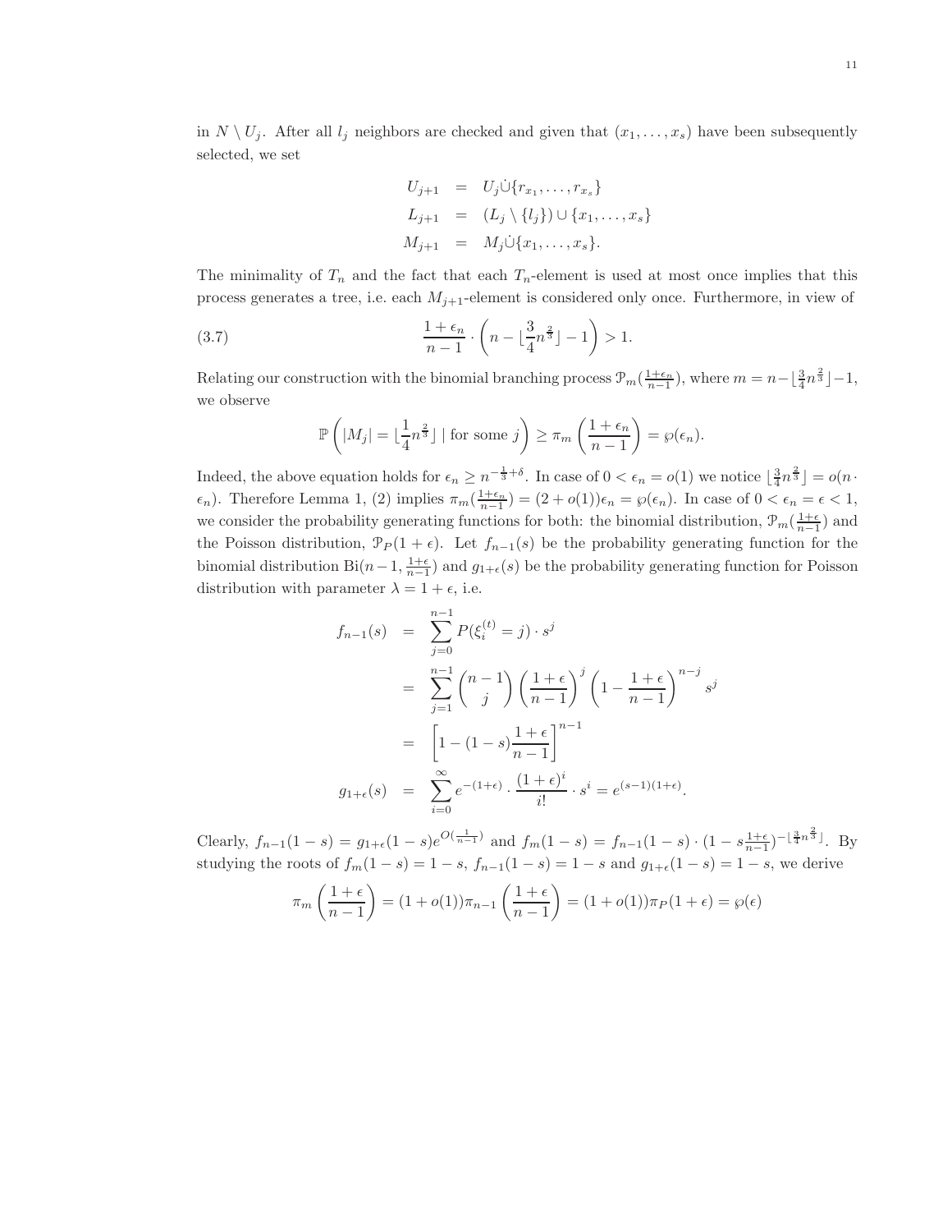in $N \setminus U_j$. After all $l_j$ neighbors are checked and given that $(x_1, \dots, x_s)$ have been subsequently selected, we set

$$
\begin{aligned}
U_{j+1} &= U_j \dot{\cup} \{r_{x_1}, \dots, r_{x_s}\} \\
L_{j+1} &= (L_j \setminus \{l_j\}) \cup \{x_1, \dots, x_s\} \\
M_{j+1} &= M_j \dot{\cup} \{x_1, \dots, x_s\}.
\end{aligned}
$$

The minimality of $T_n$ and the fact that each $T_n$-element is used at most once implies that this process generates a tree, i.e. each $M_{j+1}$-element is considered only once. Furthermore, in view of

$$
\frac{1+\epsilon_n}{n-1} \cdot \left( n - \lfloor \frac{3}{4} n^{\frac{2}{3}} \rfloor - 1 \right) > 1. \tag{3.7}
$$

Relating our construction with the binomial branching process $\mathcal{P}_m(\frac{1+\epsilon_n}{n-1})$, where $m = n - \lfloor \frac{3}{4} n^{\frac{2}{3}} \rfloor - 1$, we observe

$$
\mathbb{P}\left( |M_j| = \lfloor \frac{1}{4} n^{\frac{2}{3}} \rfloor \mid \text{for some } j \right) \geq \pi_m \left( \frac{1+\epsilon_n}{n-1} \right) = \wp(\epsilon_n).
$$

Indeed, the above equation holds for $\epsilon_n \geq n^{-\frac{1}{3}+\delta}$. In case of $0 < \epsilon_n = o(1)$ we notice $\lfloor \frac{3}{4} n^{\frac{2}{3}} \rfloor = o(n \cdot \epsilon_n)$. Therefore Lemma 1, (2) implies $\pi_m(\frac{1+\epsilon_n}{n-1}) = (2 + o(1))\epsilon_n = \wp(\epsilon_n)$. In case of $0 < \epsilon_n = \epsilon < 1$, we consider the probability generating functions for both: the binomial distribution, $\mathcal{P}_m(\frac{1+\epsilon}{n-1})$ and the Poisson distribution, $\mathcal{P}_P(1+\epsilon)$. Let $f_{n-1}(s)$ be the probability generating function for the binomial distribution $\mathrm{Bi}(n-1, \frac{1+\epsilon}{n-1})$ and $g_{1+\epsilon}(s)$ be the probability generating function for Poisson distribution with parameter $\lambda = 1 + \epsilon$, i.e.

$$
\begin{aligned}
f_{n-1}(s) &= \sum_{j=0}^{n-1} P(\xi_i^{(t)} = j) \cdot s^j \\
&= \sum_{j=1}^{n-1} \binom{n-1}{j} \left( \frac{1+\epsilon}{n-1} \right)^j \left( 1 - \frac{1+\epsilon}{n-1} \right)^{n-j} s^j \\
&= \left[ 1 - (1-s)\frac{1+\epsilon}{n-1} \right]^{n-1} \\
g_{1+\epsilon}(s) &= \sum_{i=0}^{\infty} e^{-(1+\epsilon)} \cdot \frac{(1+\epsilon)^i}{i!} \cdot s^i = e^{(s-1)(1+\epsilon)}.
\end{aligned}
$$

Clearly, $f_{n-1}(1-s) = g_{1+\epsilon}(1-s) e^{O(\frac{1}{n-1})}$ and $f_m(1-s) = f_{n-1}(1-s) \cdot (1 - s\frac{1+\epsilon}{n-1})^{-\lfloor \frac{3}{4} n^{\frac{2}{3}} \rfloor}$. By studying the roots of $f_m(1-s) = 1-s$, $f_{n-1}(1-s) = 1-s$ and $g_{1+\epsilon}(1-s) = 1-s$, we derive

$$
\pi_m \left( \frac{1+\epsilon}{n-1} \right) = (1+o(1)) \pi_{n-1} \left( \frac{1+\epsilon}{n-1} \right) = (1+o(1)) \pi_P(1+\epsilon) = \wp(\epsilon)
$$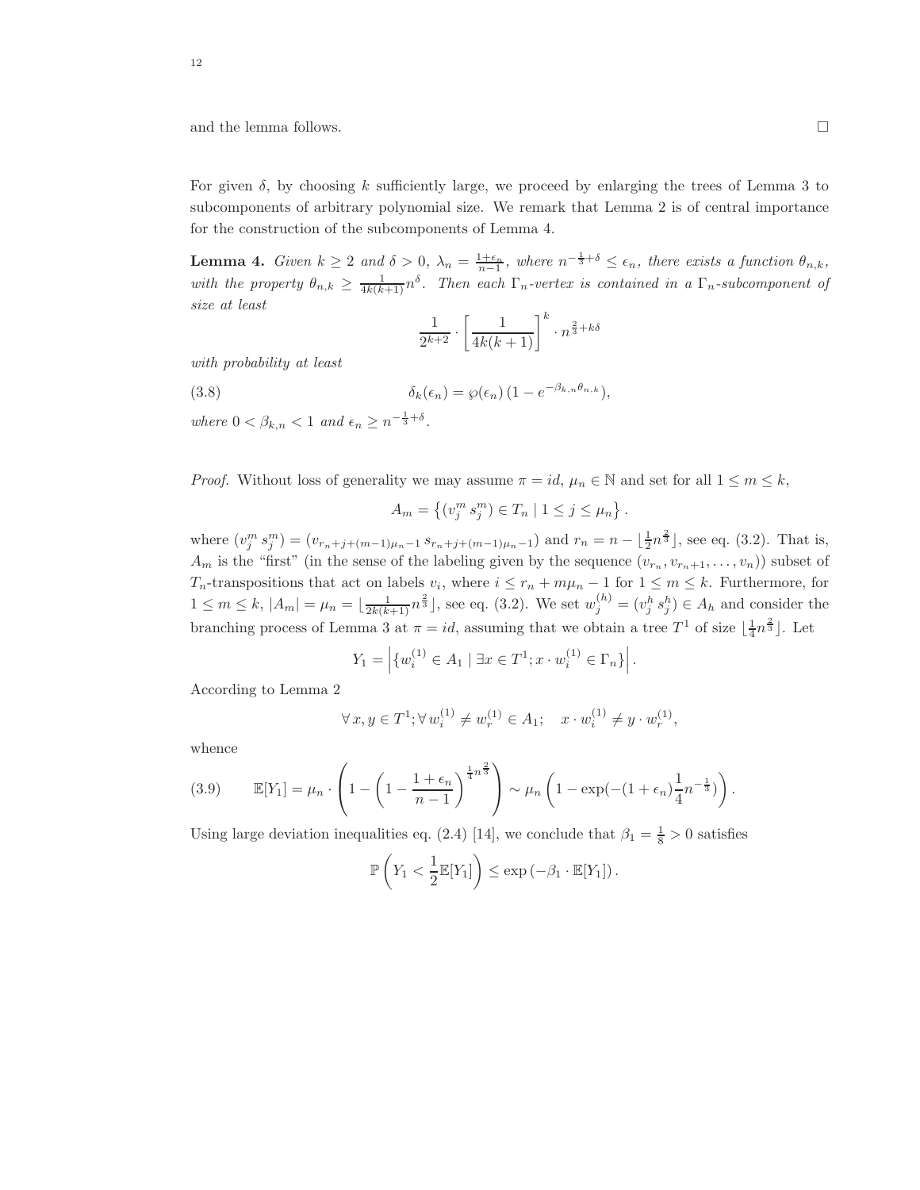and the lemma follows. □

For given $\delta$, by choosing $k$ sufficiently large, we proceed by enlarging the trees of Lemma 3 to subcomponents of arbitrary polynomial size. We remark that Lemma 2 is of central importance for the construction of the subcomponents of Lemma 4.

**Lemma 4.** *Given $k \geq 2$ and $\delta > 0$, $\lambda_n = \frac{1+\epsilon_n}{n-1}$, where $n^{-\frac{1}{3}+\delta} \leq \epsilon_n$, there exists a function $\theta_{n,k}$, with the property $\theta_{n,k} \geq \frac{1}{4k(k+1)} n^{\delta}$. Then each $\Gamma_n$-vertex is contained in a $\Gamma_n$-subcomponent of size at least*

$$\frac{1}{2^{k+2}} \cdot \left[\frac{1}{4k(k+1)}\right]^k \cdot n^{\frac{2}{3}+k\delta}$$

*with probability at least*

$$\delta_k(\epsilon_n) = \wp(\epsilon_n)\,(1 - e^{-\beta_{k,n}\theta_{n,k}}), \tag{3.8}$$

*where $0 < \beta_{k,n} < 1$ and $\epsilon_n \geq n^{-\frac{1}{3}+\delta}$.*

*Proof.* Without loss of generality we may assume $\pi = id$, $\mu_n \in \mathbb{N}$ and set for all $1 \leq m \leq k$,

$$A_m = \left\{ (v_j^m \; s_j^m) \in T_n \mid 1 \leq j \leq \mu_n \right\}.$$

where $(v_j^m \; s_j^m) = (v_{r_n+j+(m-1)\mu_n-1} \; s_{r_n+j+(m-1)\mu_n-1})$ and $r_n = n - \lfloor \frac{1}{2} n^{\frac{2}{3}} \rfloor$, see eq. (3.2). That is, $A_m$ is the "first" (in the sense of the labeling given by the sequence $(v_{r_n}, v_{r_n+1}, \ldots, v_n)$) subset of $T_n$-transpositions that act on labels $v_i$, where $i \leq r_n + m\mu_n - 1$ for $1 \leq m \leq k$. Furthermore, for $1 \leq m \leq k$, $|A_m| = \mu_n = \lfloor \frac{1}{2k(k+1)} n^{\frac{2}{3}} \rfloor$, see eq. (3.2). We set $w_j^{(h)} = (v_j^h \; s_j^h) \in A_h$ and consider the branching process of Lemma 3 at $\pi = id$, assuming that we obtain a tree $T^1$ of size $\lfloor \frac{1}{4} n^{\frac{2}{3}} \rfloor$. Let

$$Y_1 = \left| \{ w_i^{(1)} \in A_1 \mid \exists x \in T^1; x \cdot w_i^{(1)} \in \Gamma_n \} \right|.$$

According to Lemma 2

$$\forall\, x, y \in T^1; \forall\, w_i^{(1)} \neq w_r^{(1)} \in A_1; \quad x \cdot w_i^{(1)} \neq y \cdot w_r^{(1)},$$

whence

$$\mathbb{E}[Y_1] = \mu_n \cdot \left( 1 - \left( 1 - \frac{1+\epsilon_n}{n-1} \right)^{\frac{1}{4} n^{\frac{2}{3}}} \right) \sim \mu_n \left( 1 - \exp(-(1+\epsilon_n) \frac{1}{4} n^{-\frac{1}{3}}) \right). \tag{3.9}$$

Using large deviation inequalities eq. (2.4) [14], we conclude that $\beta_1 = \frac{1}{8} > 0$ satisfies

$$\mathbb{P}\left( Y_1 < \frac{1}{2} \mathbb{E}[Y_1] \right) \leq \exp\left( -\beta_1 \cdot \mathbb{E}[Y_1] \right).$$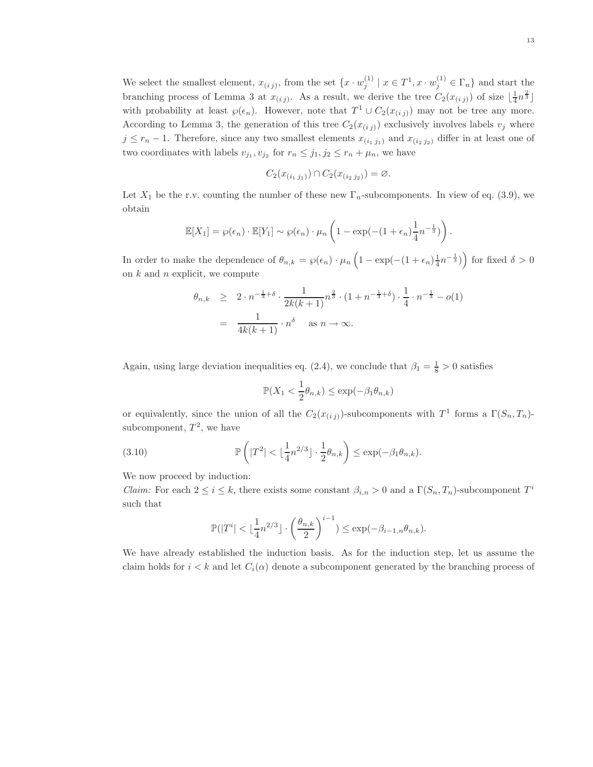We select the smallest element, $x_{(i\,j)}$, from the set $\{x \cdot w_j^{(1)} \mid x \in T^1, x \cdot w_j^{(1)} \in \Gamma_n\}$ and start the branching process of Lemma 3 at $x_{(i\,j)}$. As a result, we derive the tree $C_2(x_{(i\,j)})$ of size $\lfloor \frac{1}{4} n^{\frac{2}{3}} \rfloor$ with probability at least $\wp(\epsilon_n)$. However, note that $T^1 \cup C_2(x_{(i\,j)})$ may not be tree any more. According to Lemma 3, the generation of this tree $C_2(x_{(i\,j)})$ exclusively involves labels $v_j$ where $j \leq r_n - 1$. Therefore, since any two smallest elements $x_{(i_1\,j_1)}$ and $x_{(i_2\,j_2)}$ differ in at least one of two coordinates with labels $v_{j_1}, v_{j_2}$ for $r_n \leq j_1, j_2 \leq r_n + \mu_n$, we have

$$C_2(x_{(i_1\,j_1)}) \cap C_2(x_{(i_2\,j_2)}) = \varnothing.$$

Let $X_1$ be the r.v. counting the number of these new $\Gamma_n$-subcomponents. In view of eq. (3.9), we obtain

$$\mathbb{E}[X_1] = \wp(\epsilon_n) \cdot \mathbb{E}[Y_1] \sim \wp(\epsilon_n) \cdot \mu_n \left(1 - \exp(-(1+\epsilon_n)\frac{1}{4} n^{-\frac{1}{3}})\right).$$

In order to make the dependence of $\theta_{n,k} = \wp(\epsilon_n) \cdot \mu_n \left(1 - \exp(-(1+\epsilon_n)\frac{1}{4} n^{-\frac{1}{3}})\right)$ for fixed $\delta > 0$ on $k$ and $n$ explicit, we compute

$$\begin{aligned}
\theta_{n,k} &\geq 2 \cdot n^{-\frac{1}{3}+\delta} \cdot \frac{1}{2k(k+1)} n^{\frac{2}{3}} \cdot (1 + n^{-\frac{1}{3}+\delta}) \cdot \frac{1}{4} \cdot n^{-\frac{1}{3}} - o(1) \\
&= \frac{1}{4k(k+1)} \cdot n^{\delta} \quad \text{as } n \to \infty.
\end{aligned}$$

Again, using large deviation inequalities eq. (2.4), we conclude that $\beta_1 = \frac{1}{8} > 0$ satisfies

$$\mathbb{P}(X_1 < \frac{1}{2}\theta_{n,k}) \leq \exp(-\beta_1 \theta_{n,k})$$

or equivalently, since the union of all the $C_2(x_{(i\,j)})$-subcomponents with $T^1$ forms a $\Gamma(S_n, T_n)$-subcomponent, $T^2$, we have

$$\mathbb{P}\left(|T^2| < \lfloor \frac{1}{4} n^{2/3} \rfloor \cdot \frac{1}{2}\theta_{n,k}\right) \leq \exp(-\beta_1 \theta_{n,k}). \tag{3.10}$$

We now proceed by induction:

*Claim:* For each $2 \leq i \leq k$, there exists some constant $\beta_{i,n} > 0$ and a $\Gamma(S_n, T_n)$-subcomponent $T^i$ such that

$$\mathbb{P}(|T^i| < \lfloor \frac{1}{4} n^{2/3} \rfloor \cdot \left(\frac{\theta_{n,k}}{2}\right)^{i-1}) \leq \exp(-\beta_{i-1,n}\theta_{n,k}).$$

We have already established the induction basis. As for the induction step, let us assume the claim holds for $i < k$ and let $C_i(\alpha)$ denote a subcomponent generated by the branching process of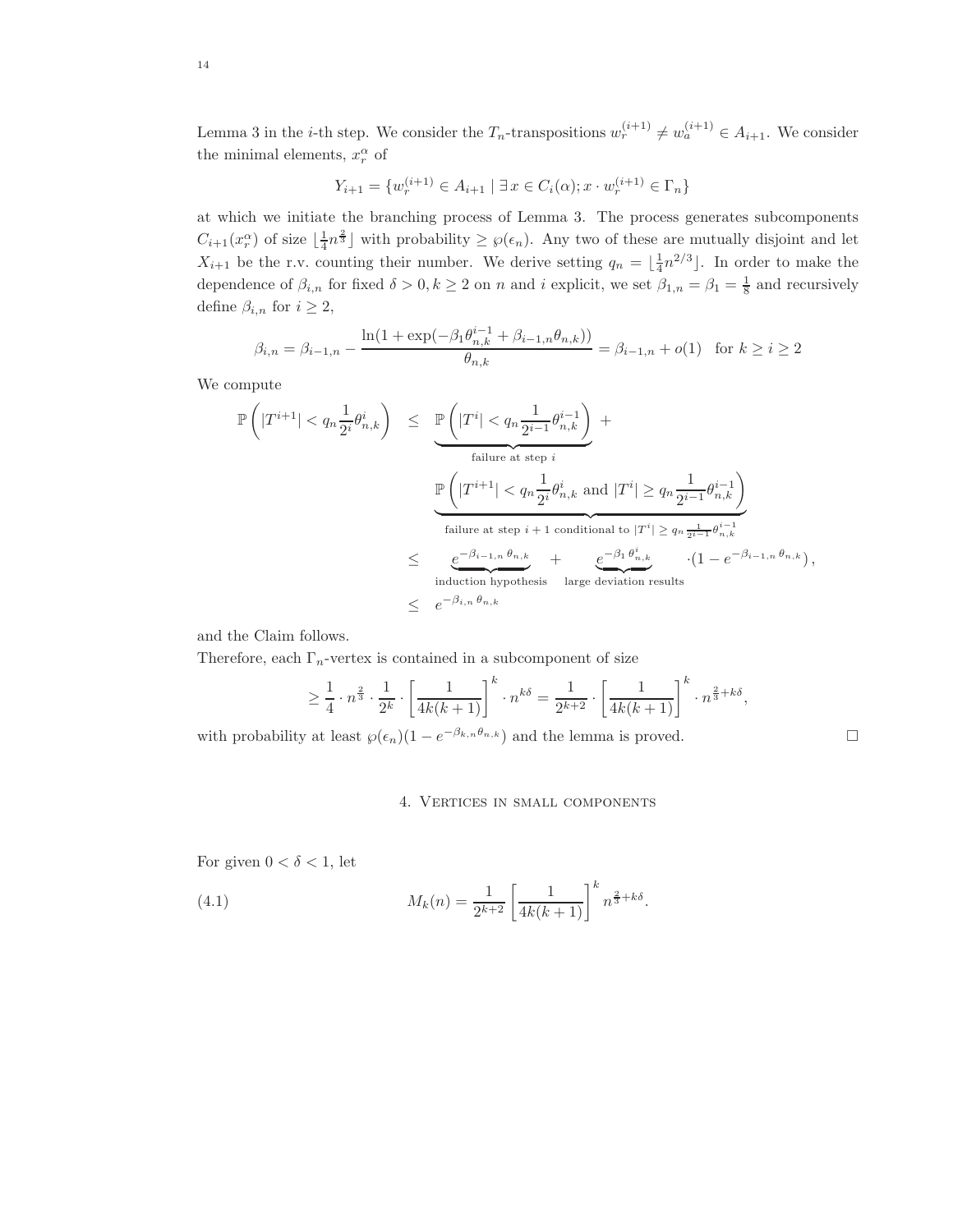Lemma 3 in the $i$-th step. We consider the $T_n$-transpositions $w_r^{(i+1)} \neq w_a^{(i+1)} \in A_{i+1}$. We consider the minimal elements, $x_r^\alpha$ of

$$Y_{i+1} = \{w_r^{(i+1)} \in A_{i+1} \mid \exists\, x \in C_i(\alpha); x \cdot w_r^{(i+1)} \in \Gamma_n\}$$

at which we initiate the branching process of Lemma 3. The process generates subcomponents $C_{i+1}(x_r^\alpha)$ of size $\lfloor \frac{1}{4} n^{\frac{2}{3}} \rfloor$ with probability $\geq \wp(\epsilon_n)$. Any two of these are mutually disjoint and let $X_{i+1}$ be the r.v. counting their number. We derive setting $q_n = \lfloor \frac{1}{4} n^{2/3} \rfloor$. In order to make the dependence of $\beta_{i,n}$ for fixed $\delta > 0, k \geq 2$ on $n$ and $i$ explicit, we set $\beta_{1,n} = \beta_1 = \frac{1}{8}$ and recursively define $\beta_{i,n}$ for $i \geq 2$,

$$\beta_{i,n} = \beta_{i-1,n} - \frac{\ln(1 + \exp(-\beta_1 \theta_{n,k}^{i-1} + \beta_{i-1,n}\theta_{n,k}))}{\theta_{n,k}} = \beta_{i-1,n} + o(1) \quad \text{for } k \geq i \geq 2$$

We compute

$$\begin{aligned}
\mathbb{P}\left(|T^{i+1}| < q_n \frac{1}{2^i} \theta_{n,k}^i\right) &\leq \underbrace{\mathbb{P}\left(|T^i| < q_n \frac{1}{2^{i-1}} \theta_{n,k}^{i-1}\right)}_{\text{failure at step } i} + \\
&\quad \underbrace{\mathbb{P}\left(|T^{i+1}| < q_n \frac{1}{2^i} \theta_{n,k}^i \text{ and } |T^i| \geq q_n \frac{1}{2^{i-1}} \theta_{n,k}^{i-1}\right)}_{\text{failure at step } i+1 \text{ conditional to } |T^i| \geq q_n \frac{1}{2^{i-1}} \theta_{n,k}^{i-1}} \\
&\leq \underbrace{e^{-\beta_{i-1,n}\,\theta_{n,k}}}_{\text{induction hypothesis}} + \underbrace{e^{-\beta_1\,\theta_{n,k}^i}}_{\text{large deviation results}} \cdot \left(1 - e^{-\beta_{i-1,n}\,\theta_{n,k}}\right), \\
&\leq e^{-\beta_{i,n}\,\theta_{n,k}}
\end{aligned}$$

and the Claim follows.

Therefore, each $\Gamma_n$-vertex is contained in a subcomponent of size

$$\geq \frac{1}{4} \cdot n^{\frac{2}{3}} \cdot \frac{1}{2^k} \cdot \left[\frac{1}{4k(k+1)}\right]^k \cdot n^{k\delta} = \frac{1}{2^{k+2}} \cdot \left[\frac{1}{4k(k+1)}\right]^k \cdot n^{\frac{2}{3} + k\delta},$$

with probability at least $\wp(\epsilon_n)(1 - e^{-\beta_{k,n}\theta_{n,k}})$ and the lemma is proved. $\square$

## 4. Vertices in small components

For given $0 < \delta < 1$, let

$$M_k(n) = \frac{1}{2^{k+2}} \left[\frac{1}{4k(k+1)}\right]^k n^{\frac{2}{3} + k\delta}. \tag{4.1}$$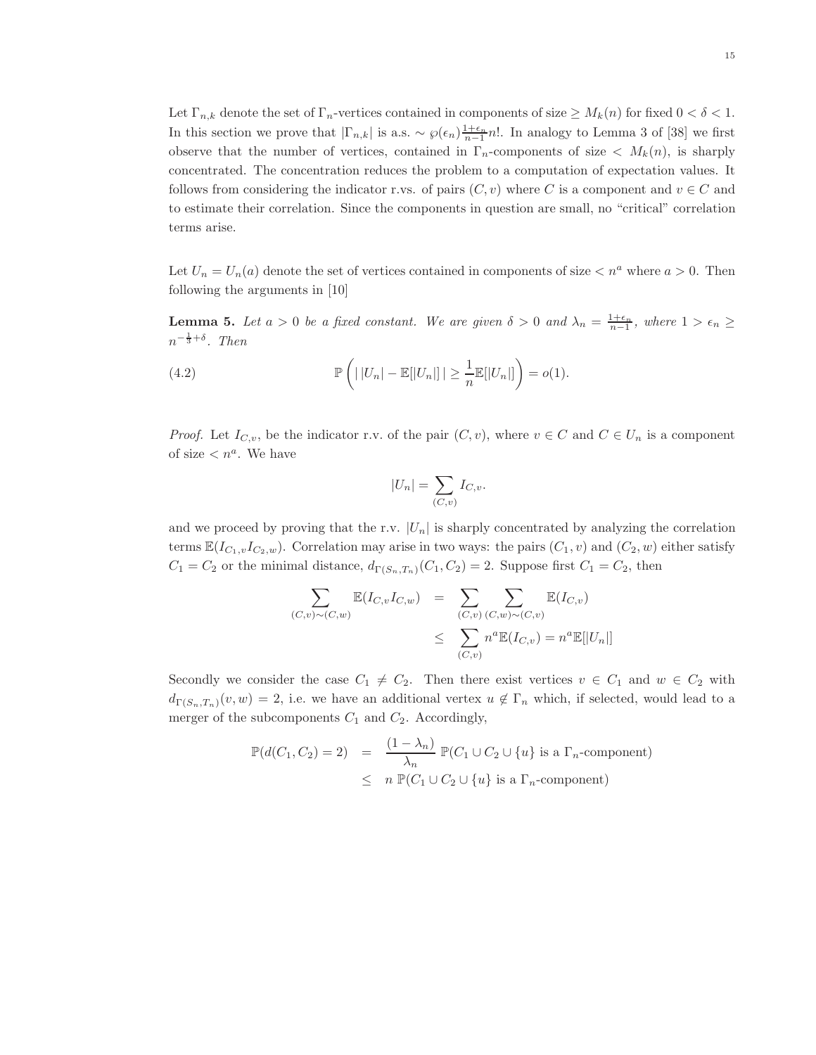Let $\Gamma_{n,k}$ denote the set of $\Gamma_n$-vertices contained in components of size $\geq M_k(n)$ for fixed $0 < \delta < 1$. In this section we prove that $|\Gamma_{n,k}|$ is a.s. $\sim \wp(\epsilon_n)\frac{1+\epsilon_n}{n-1}n!$. In analogy to Lemma 3 of [38] we first observe that the number of vertices, contained in $\Gamma_n$-components of size $< M_k(n)$, is sharply concentrated. The concentration reduces the problem to a computation of expectation values. It follows from considering the indicator r.vs. of pairs $(C, v)$ where $C$ is a component and $v \in C$ and to estimate their correlation. Since the components in question are small, no "critical" correlation terms arise.

Let $U_n = U_n(a)$ denote the set of vertices contained in components of size $< n^a$ where $a > 0$. Then following the arguments in [10]

**Lemma 5.** *Let $a > 0$ be a fixed constant. We are given $\delta > 0$ and $\lambda_n = \frac{1+\epsilon_n}{n-1}$, where $1 > \epsilon_n \geq n^{-\frac{1}{3}+\delta}$. Then*

$$\mathbb{P}\left(\,|\,|U_n| - \mathbb{E}[|U_n|]\,| \geq \frac{1}{n}\mathbb{E}[|U_n|]\right) = o(1). \tag{4.2}$$

*Proof.* Let $I_{C,v}$, be the indicator r.v. of the pair $(C, v)$, where $v \in C$ and $C \in U_n$ is a component of size $< n^a$. We have

$$|U_n| = \sum_{(C,v)} I_{C,v}.$$

and we proceed by proving that the r.v. $|U_n|$ is sharply concentrated by analyzing the correlation terms $\mathbb{E}(I_{C_1,v}I_{C_2,w})$. Correlation may arise in two ways: the pairs $(C_1, v)$ and $(C_2, w)$ either satisfy $C_1 = C_2$ or the minimal distance, $d_{\Gamma(S_n,T_n)}(C_1, C_2) = 2$. Suppose first $C_1 = C_2$, then

$$\begin{aligned}
\sum_{(C,v)\sim(C,w)} \mathbb{E}(I_{C,v}I_{C,w}) &= \sum_{(C,v)} \sum_{(C,w)\sim(C,v)} \mathbb{E}(I_{C,v}) \\
&\leq \sum_{(C,v)} n^a \mathbb{E}(I_{C,v}) = n^a \mathbb{E}[|U_n|]
\end{aligned}$$

Secondly we consider the case $C_1 \neq C_2$. Then there exist vertices $v \in C_1$ and $w \in C_2$ with $d_{\Gamma(S_n,T_n)}(v, w) = 2$, i.e. we have an additional vertex $u \notin \Gamma_n$ which, if selected, would lead to a merger of the subcomponents $C_1$ and $C_2$. Accordingly,

$$\begin{aligned}
\mathbb{P}(d(C_1, C_2) = 2) &= \frac{(1-\lambda_n)}{\lambda_n}\,\mathbb{P}(C_1 \cup C_2 \cup \{u\} \text{ is a } \Gamma_n\text{-component}) \\
&\leq n\;\mathbb{P}(C_1 \cup C_2 \cup \{u\} \text{ is a } \Gamma_n\text{-component})
\end{aligned}$$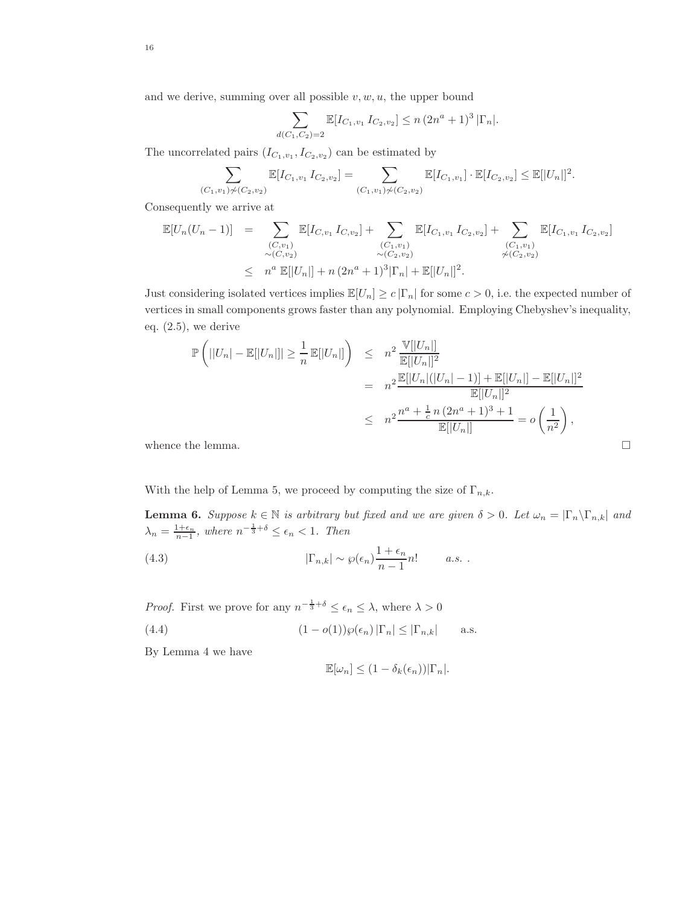and we derive, summing over all possible $v, w, u$, the upper bound

$$\sum_{d(C_1,C_2)=2} \mathbb{E}[I_{C_1,v_1}\, I_{C_2,v_2}] \le n\,(2n^a+1)^3\,|\Gamma_n|.$$

The uncorrelated pairs $(I_{C_1,v_1}, I_{C_2,v_2})$ can be estimated by

$$\sum_{(C_1,v_1)\not\sim(C_2,v_2)} \mathbb{E}[I_{C_1,v_1}\, I_{C_2,v_2}] = \sum_{(C_1,v_1)\not\sim(C_2,v_2)} \mathbb{E}[I_{C_1,v_1}]\cdot \mathbb{E}[I_{C_2,v_2}] \le \mathbb{E}[|U_n|]^2.$$

Consequently we arrive at

$$\begin{aligned}
\mathbb{E}[U_n(U_n-1)] &= \sum_{\substack{(C,v_1)\\ \sim(C,v_2)}} \mathbb{E}[I_{C,v_1}\, I_{C,v_2}] + \sum_{\substack{(C_1,v_1)\\ \sim(C_2,v_2)}} \mathbb{E}[I_{C_1,v_1}\, I_{C_2,v_2}] + \sum_{\substack{(C_1,v_1)\\ \not\sim(C_2,v_2)}} \mathbb{E}[I_{C_1,v_1}\, I_{C_2,v_2}] \\
&\le n^a\,\mathbb{E}[|U_n|] + n\,(2n^a+1)^3|\Gamma_n| + \mathbb{E}[|U_n|]^2.
\end{aligned}$$

Just considering isolated vertices implies $\mathbb{E}[U_n] \ge c\,|\Gamma_n|$ for some $c>0$, i.e. the expected number of vertices in small components grows faster than any polynomial. Employing Chebyshev's inequality, eq. (2.5), we derive

$$\begin{aligned}
\mathbb{P}\left(||U_n| - \mathbb{E}[|U_n|]| \ge \frac{1}{n}\,\mathbb{E}[|U_n|]\right) &\le n^2\,\frac{\mathbb{V}[|U_n|]}{\mathbb{E}[|U_n|]^2} \\
&= n^2\frac{\mathbb{E}[|U_n|(|U_n|-1)] + \mathbb{E}[|U_n|] - \mathbb{E}[|U_n|]^2}{\mathbb{E}[|U_n|]^2} \\
&\le n^2\frac{n^a + \frac{1}{c}\,n\,(2n^a+1)^3 + 1}{\mathbb{E}[|U_n|]} = o\left(\frac{1}{n^2}\right),
\end{aligned}$$

whence the lemma. $\square$

With the help of Lemma 5, we proceed by computing the size of $\Gamma_{n,k}$.

**Lemma 6.** *Suppose $k\in\mathbb{N}$ is arbitrary but fixed and we are given $\delta>0$. Let $\omega_n = |\Gamma_n\setminus\Gamma_{n,k}|$ and $\lambda_n = \frac{1+\epsilon_n}{n-1}$, where $n^{-\frac{1}{3}+\delta}\le\epsilon_n<1$. Then*

$$|\Gamma_{n,k}| \sim \wp(\epsilon_n)\frac{1+\epsilon_n}{n-1}n! \qquad a.s.\ . \tag{4.3}$$

*Proof.* First we prove for any $n^{-\frac{1}{3}+\delta}\le\epsilon_n\le\lambda$, where $\lambda>0$

$$(1-o(1))\wp(\epsilon_n)\,|\Gamma_n| \le |\Gamma_{n,k}| \qquad \text{a.s.} \tag{4.4}$$

By Lemma 4 we have

$$\mathbb{E}[\omega_n] \le (1-\delta_k(\epsilon_n))|\Gamma_n|.$$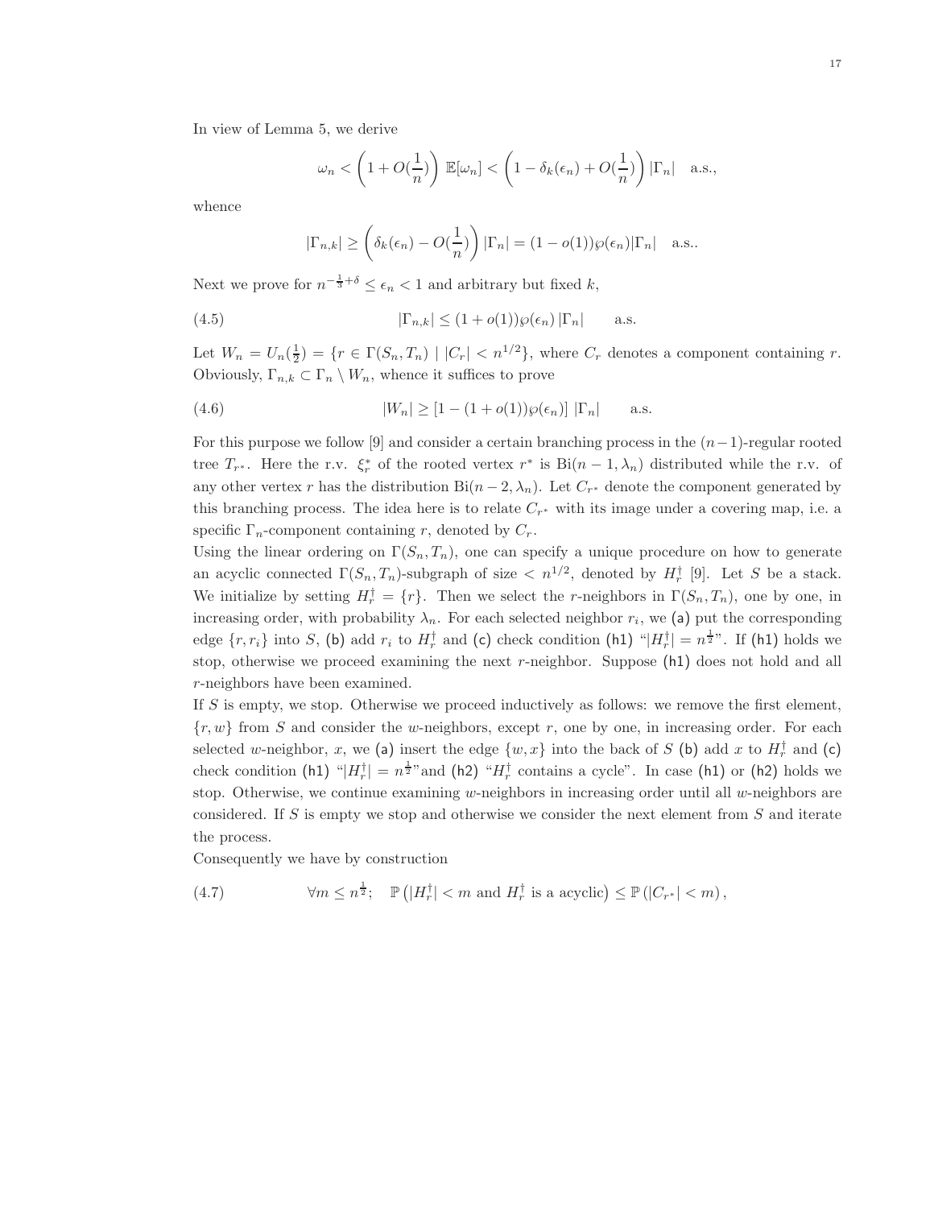In view of Lemma 5, we derive

$$\omega_n < \left(1 + O(\frac{1}{n})\right) \mathbb{E}[\omega_n] < \left(1 - \delta_k(\epsilon_n) + O(\frac{1}{n})\right) |\Gamma_n| \quad \text{a.s.},$$

whence

$$|\Gamma_{n,k}| \geq \left(\delta_k(\epsilon_n) - O(\frac{1}{n})\right) |\Gamma_n| = (1 - o(1))\wp(\epsilon_n)|\Gamma_n| \quad \text{a.s.}.$$

Next we prove for $n^{-\frac{1}{3}+\delta} \leq \epsilon_n < 1$ and arbitrary but fixed $k$,

$$|\Gamma_{n,k}| \leq (1 + o(1))\wp(\epsilon_n)\,|\Gamma_n| \qquad \text{a.s.} \tag{4.5}$$

Let $W_n = U_n(\frac{1}{2}) = \{r \in \Gamma(S_n, T_n) \mid |C_r| < n^{1/2}\}$, where $C_r$ denotes a component containing $r$. Obviously, $\Gamma_{n,k} \subset \Gamma_n \setminus W_n$, whence it suffices to prove

$$|W_n| \geq [1 - (1 + o(1))\wp(\epsilon_n)]\ |\Gamma_n| \qquad \text{a.s.} \tag{4.6}$$

For this purpose we follow [9] and consider a certain branching process in the $(n-1)$-regular rooted tree $T_{r^*}$. Here the r.v. $\xi_r^*$ of the rooted vertex $r^*$ is $\text{Bi}(n-1, \lambda_n)$ distributed while the r.v. of any other vertex $r$ has the distribution $\text{Bi}(n-2, \lambda_n)$. Let $C_{r^*}$ denote the component generated by this branching process. The idea here is to relate $C_{r^*}$ with its image under a covering map, i.e. a specific $\Gamma_n$-component containing $r$, denoted by $C_r$.

Using the linear ordering on $\Gamma(S_n, T_n)$, one can specify a unique procedure on how to generate an acyclic connected $\Gamma(S_n, T_n)$-subgraph of size $< n^{1/2}$, denoted by $H_r^\dagger$ [9]. Let $S$ be a stack. We initialize by setting $H_r^\dagger = \{r\}$. Then we select the $r$-neighbors in $\Gamma(S_n, T_n)$, one by one, in increasing order, with probability $\lambda_n$. For each selected neighbor $r_i$, we (a) put the corresponding edge $\{r, r_i\}$ into $S$, (b) add $r_i$ to $H_r^\dagger$ and (c) check condition (h1) "$|H_r^\dagger| = n^{\frac{1}{2}}$". If (h1) holds we stop, otherwise we proceed examining the next $r$-neighbor. Suppose (h1) does not hold and all $r$-neighbors have been examined.

If $S$ is empty, we stop. Otherwise we proceed inductively as follows: we remove the first element, $\{r, w\}$ from $S$ and consider the $w$-neighbors, except $r$, one by one, in increasing order. For each selected $w$-neighbor, $x$, we (a) insert the edge $\{w, x\}$ into the back of $S$ (b) add $x$ to $H_r^\dagger$ and (c) check condition (h1) "$|H_r^\dagger| = n^{\frac{1}{2}}$"and (h2) "$H_r^\dagger$ contains a cycle". In case (h1) or (h2) holds we stop. Otherwise, we continue examining $w$-neighbors in increasing order until all $w$-neighbors are considered. If $S$ is empty we stop and otherwise we consider the next element from $S$ and iterate the process.

Consequently we have by construction

$$\forall m \leq n^{\frac{1}{2}}; \quad \mathbb{P}\left(|H_r^\dagger| < m \text{ and } H_r^\dagger \text{ is a acyclic}\right) \leq \mathbb{P}\left(|C_{r^*}| < m\right), \tag{4.7}$$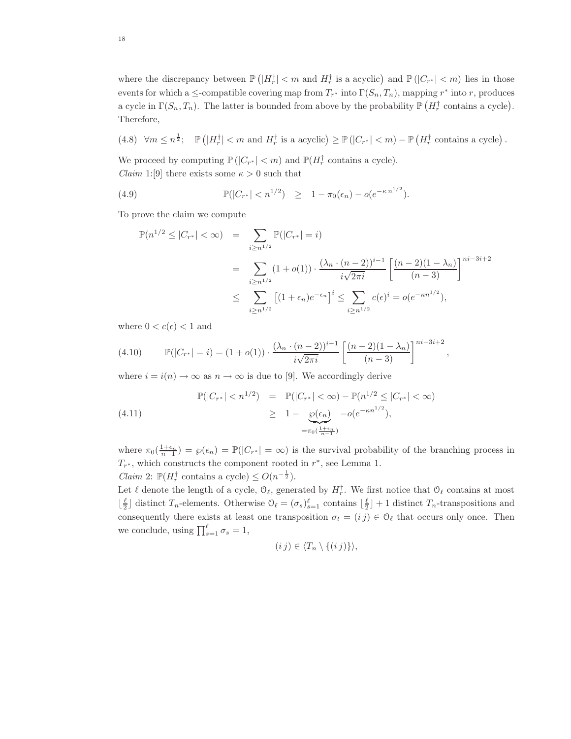where the discrepancy between $\mathbb{P}\left(|H_r^\dagger| < m \text{ and } H_r^\dagger \text{ is a acyclic}\right)$ and $\mathbb{P}\left(|C_{r^*}| < m\right)$ lies in those events for which a $\le$-compatible covering map from $T_{r^*}$ into $\Gamma(S_n, T_n)$, mapping $r^*$ into $r$, produces a cycle in $\Gamma(S_n, T_n)$. The latter is bounded from above by the probability $\mathbb{P}\left(H_r^\dagger \text{ contains a cycle}\right)$. Therefore,

$$\text{(4.8)} \quad \forall m \le n^{\frac{1}{2}}; \quad \mathbb{P}\left(|H_r^\dagger| < m \text{ and } H_r^\dagger \text{ is a acyclic}\right) \ge \mathbb{P}\left(|C_{r^*}| < m\right) - \mathbb{P}\left(H_r^\dagger \text{ contains a cycle}\right).$$

We proceed by computing $\mathbb{P}\left(|C_{r^*}| < m\right)$ and $\mathbb{P}(H_r^\dagger \text{ contains a cycle})$.

*Claim* 1:[9] there exists some $\kappa > 0$ such that

$$\text{(4.9)} \qquad \mathbb{P}(|C_{r^*}| < n^{1/2}) \quad \ge \quad 1 - \pi_0(\epsilon_n) - o(e^{-\kappa\, n^{1/2}}).$$

To prove the claim we compute

$$\begin{aligned}
\mathbb{P}(n^{1/2} \le |C_{r^*}| < \infty) &= \sum_{i \ge n^{1/2}} \mathbb{P}(|C_{r^*}| = i) \\
&= \sum_{i \ge n^{1/2}} (1 + o(1)) \cdot \frac{(\lambda_n \cdot (n-2))^{i-1}}{i\sqrt{2\pi i}} \left[\frac{(n-2)(1-\lambda_n)}{(n-3)}\right]^{ni-3i+2} \\
&\le \sum_{i \ge n^{1/2}} \left[(1+\epsilon_n)e^{-\epsilon_n}\right]^i \le \sum_{i \ge n^{1/2}} c(\epsilon)^i = o(e^{-\kappa n^{1/2}}),
\end{aligned}$$

where $0 < c(\epsilon) < 1$ and

$$\text{(4.10)} \qquad \mathbb{P}(|C_{r^*}| = i) = (1 + o(1)) \cdot \frac{(\lambda_n \cdot (n-2))^{i-1}}{i\sqrt{2\pi i}} \left[\frac{(n-2)(1-\lambda_n)}{(n-3)}\right]^{ni-3i+2},$$

where $i = i(n) \to \infty$ as $n \to \infty$ is due to [9]. We accordingly derive

$$\text{(4.11)} \qquad \begin{aligned}
\mathbb{P}(|C_{r^*}| < n^{1/2}) &= \mathbb{P}(|C_{r^*}| < \infty) - \mathbb{P}(n^{1/2} \le |C_{r^*}| < \infty) \\
&\ge 1 - \underbrace{\wp(\epsilon_n)}_{=\pi_0(\frac{1+\epsilon_n}{n-1})} - o(e^{-\kappa n^{1/2}}),
\end{aligned}$$

where $\pi_0(\frac{1+\epsilon_n}{n-1}) = \wp(\epsilon_n) = \mathbb{P}(|C_{r^*}| = \infty)$ is the survival probability of the branching process in $T_{r^*}$, which constructs the component rooted in $r^*$, see Lemma 1.

*Claim* 2: $\mathbb{P}(H_r^\dagger \text{ contains a cycle}) \le O(n^{-\frac{1}{2}})$.

Let $\ell$ denote the length of a cycle, $\mathcal{O}_\ell$, generated by $H_r^\dagger$. We first notice that $\mathcal{O}_\ell$ contains at most $\lfloor \frac{\ell}{2} \rfloor$ distinct $T_n$-elements. Otherwise $\mathcal{O}_\ell = (\sigma_s)_{s=1}^\ell$ contains $\lfloor \frac{\ell}{2} \rfloor + 1$ distinct $T_n$-transpositions and consequently there exists at least one transposition $\sigma_t = (i\, j) \in \mathcal{O}_\ell$ that occurs only once. Then we conclude, using $\prod_{s=1}^\ell \sigma_s = 1$,

$$(i\, j) \in \langle T_n \setminus \{(i\, j)\} \rangle,$$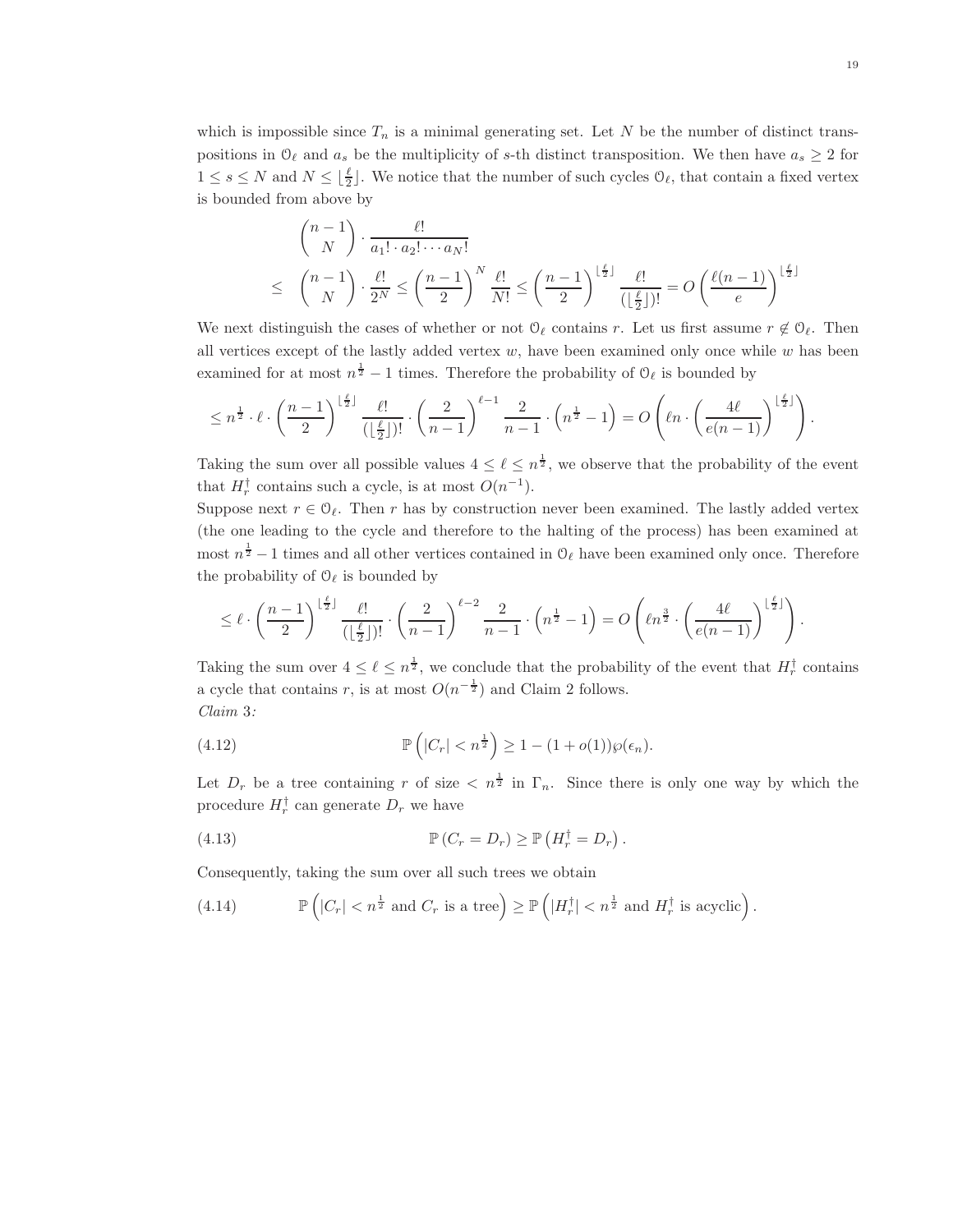which is impossible since $T_n$ is a minimal generating set. Let $N$ be the number of distinct transpositions in $\mathcal{O}_\ell$ and $a_s$ be the multiplicity of $s$-th distinct transposition. We then have $a_s \geq 2$ for $1 \leq s \leq N$ and $N \leq \lfloor \frac{\ell}{2} \rfloor$. We notice that the number of such cycles $\mathcal{O}_\ell$, that contain a fixed vertex is bounded from above by

$$
\begin{aligned}
& \binom{n-1}{N} \cdot \frac{\ell!}{a_1! \cdot a_2! \cdots a_N!} \\
\leq \; & \binom{n-1}{N} \cdot \frac{\ell!}{2^N} \leq \left(\frac{n-1}{2}\right)^N \frac{\ell!}{N!} \leq \left(\frac{n-1}{2}\right)^{\lfloor \frac{\ell}{2} \rfloor} \frac{\ell!}{(\lfloor \frac{\ell}{2} \rfloor)!} = O\left(\frac{\ell(n-1)}{e}\right)^{\lfloor \frac{\ell}{2} \rfloor}
\end{aligned}
$$

We next distinguish the cases of whether or not $\mathcal{O}_\ell$ contains $r$. Let us first assume $r \notin \mathcal{O}_\ell$. Then all vertices except of the lastly added vertex $w$, have been examined only once while $w$ has been examined for at most $n^{\frac{1}{2}} - 1$ times. Therefore the probability of $\mathcal{O}_\ell$ is bounded by

$$
\leq n^{\frac{1}{2}} \cdot \ell \cdot \left(\frac{n-1}{2}\right)^{\lfloor \frac{\ell}{2} \rfloor} \frac{\ell!}{(\lfloor \frac{\ell}{2} \rfloor)!} \cdot \left(\frac{2}{n-1}\right)^{\ell-1} \frac{2}{n-1} \cdot \left(n^{\frac{1}{2}} - 1\right) = O\left(\ell n \cdot \left(\frac{4\ell}{e(n-1)}\right)^{\lfloor \frac{\ell}{2} \rfloor}\right).
$$

Taking the sum over all possible values $4 \leq \ell \leq n^{\frac{1}{2}}$, we observe that the probability of the event that $H_r^\dagger$ contains such a cycle, is at most $O(n^{-1})$.

Suppose next $r \in \mathcal{O}_\ell$. Then $r$ has by construction never been examined. The lastly added vertex (the one leading to the cycle and therefore to the halting of the process) has been examined at most $n^{\frac{1}{2}} - 1$ times and all other vertices contained in $\mathcal{O}_\ell$ have been examined only once. Therefore the probability of $\mathcal{O}_\ell$ is bounded by

$$
\leq \ell \cdot \left(\frac{n-1}{2}\right)^{\lfloor \frac{\ell}{2} \rfloor} \frac{\ell!}{(\lfloor \frac{\ell}{2} \rfloor)!} \cdot \left(\frac{2}{n-1}\right)^{\ell-2} \frac{2}{n-1} \cdot \left(n^{\frac{1}{2}} - 1\right) = O\left(\ell n^{\frac{3}{2}} \cdot \left(\frac{4\ell}{e(n-1)}\right)^{\lfloor \frac{\ell}{2} \rfloor}\right).
$$

Taking the sum over $4 \leq \ell \leq n^{\frac{1}{2}}$, we conclude that the probability of the event that $H_r^\dagger$ contains a cycle that contains $r$, is at most $O(n^{-\frac{1}{2}})$ and Claim 2 follows.

*Claim 3:*

$$
\mathbb{P}\left(|C_r| < n^{\frac{1}{2}}\right) \geq 1 - (1 + o(1))\wp(\epsilon_n). \tag{4.12}
$$

Let $D_r$ be a tree containing $r$ of size $< n^{\frac{1}{2}}$ in $\Gamma_n$. Since there is only one way by which the procedure $H_r^\dagger$ can generate $D_r$ we have

$$
\mathbb{P}\left(C_r = D_r\right) \geq \mathbb{P}\left(H_r^\dagger = D_r\right). \tag{4.13}
$$

Consequently, taking the sum over all such trees we obtain

$$
\mathbb{P}\left(|C_r| < n^{\frac{1}{2}} \text{ and } C_r \text{ is a tree}\right) \geq \mathbb{P}\left(|H_r^\dagger| < n^{\frac{1}{2}} \text{ and } H_r^\dagger \text{ is acyclic}\right). \tag{4.14}
$$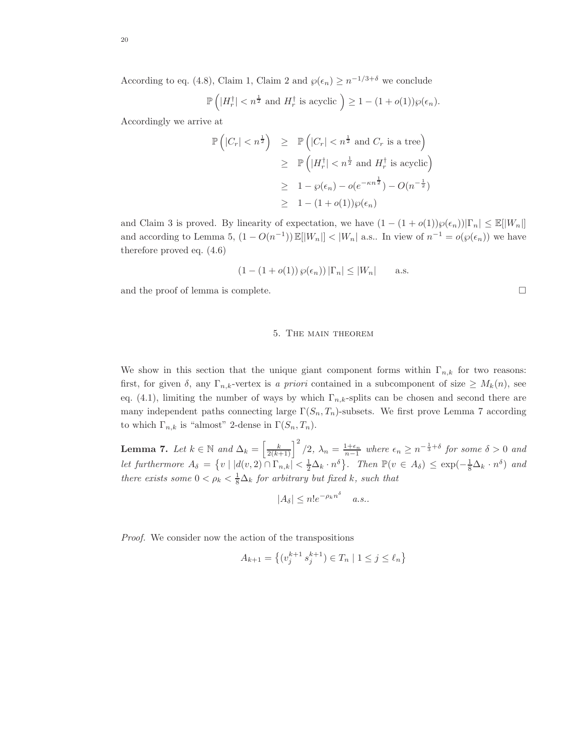According to eq. (4.8), Claim 1, Claim 2 and $\wp(\epsilon_n) \ge n^{-1/3+\delta}$ we conclude

$$\mathbb{P}\left(|H_r^\dagger| < n^{\frac{1}{2}} \text{ and } H_r^\dagger \text{ is acyclic }\right) \ge 1 - (1+o(1))\wp(\epsilon_n).$$

Accordingly we arrive at

$$\begin{aligned}
\mathbb{P}\left(|C_r| < n^{\frac{1}{2}}\right) &\ge \mathbb{P}\left(|C_r| < n^{\frac{1}{2}} \text{ and } C_r \text{ is a tree}\right) \\
&\ge \mathbb{P}\left(|H_r^\dagger| < n^{\frac{1}{2}} \text{ and } H_r^\dagger \text{ is acyclic}\right) \\
&\ge 1 - \wp(\epsilon_n) - o(e^{-\kappa n^{\frac{1}{2}}}) - O(n^{-\frac{1}{2}}) \\
&\ge 1 - (1+o(1))\wp(\epsilon_n)
\end{aligned}$$

and Claim 3 is proved. By linearity of expectation, we have $(1 - (1+o(1))\wp(\epsilon_n))|\Gamma_n| \le \mathbb{E}[|W_n|]$ and according to Lemma 5, $(1 - O(n^{-1}))\,\mathbb{E}[|W_n|] < |W_n|$ a.s.. In view of $n^{-1} = o(\wp(\epsilon_n))$ we have therefore proved eq. (4.6)

$$(1 - (1+o(1))\,\wp(\epsilon_n))\,|\Gamma_n| \le |W_n| \qquad \text{a.s.}$$

and the proof of lemma is complete. □

## 5. The main theorem

We show in this section that the unique giant component forms within $\Gamma_{n,k}$ for two reasons: first, for given $\delta$, any $\Gamma_{n,k}$-vertex is *a priori* contained in a subcomponent of size $\ge M_k(n)$, see eq. (4.1), limiting the number of ways by which $\Gamma_{n,k}$-splits can be chosen and second there are many independent paths connecting large $\Gamma(S_n, T_n)$-subsets. We first prove Lemma 7 according to which $\Gamma_{n,k}$ is "almost" 2-dense in $\Gamma(S_n, T_n)$.

**Lemma 7.** *Let $k \in \mathbb{N}$ and $\Delta_k = \left[\frac{k}{2(k+1)}\right]^2/2$, $\lambda_n = \frac{1+\epsilon_n}{n-1}$ where $\epsilon_n \ge n^{-\frac{1}{3}+\delta}$ for some $\delta > 0$ and let furthermore $A_\delta = \left\{v \mid |d(v,2) \cap \Gamma_{n,k}| < \frac{1}{2}\Delta_k \cdot n^\delta\right\}$. Then $\mathbb{P}(v \in A_\delta) \le \exp(-\frac{1}{8}\Delta_k \cdot n^\delta)$ and there exists some $0 < \rho_k < \frac{1}{8}\Delta_k$ for arbitrary but fixed $k$, such that*

$$|A_\delta| \le n! e^{-\rho_k n^\delta} \quad \textit{a.s.}.$$

*Proof.* We consider now the action of the transpositions

$$A_{k+1} = \left\{(v_j^{k+1}\, s_j^{k+1}) \in T_n \mid 1 \le j \le \ell_n\right\}$$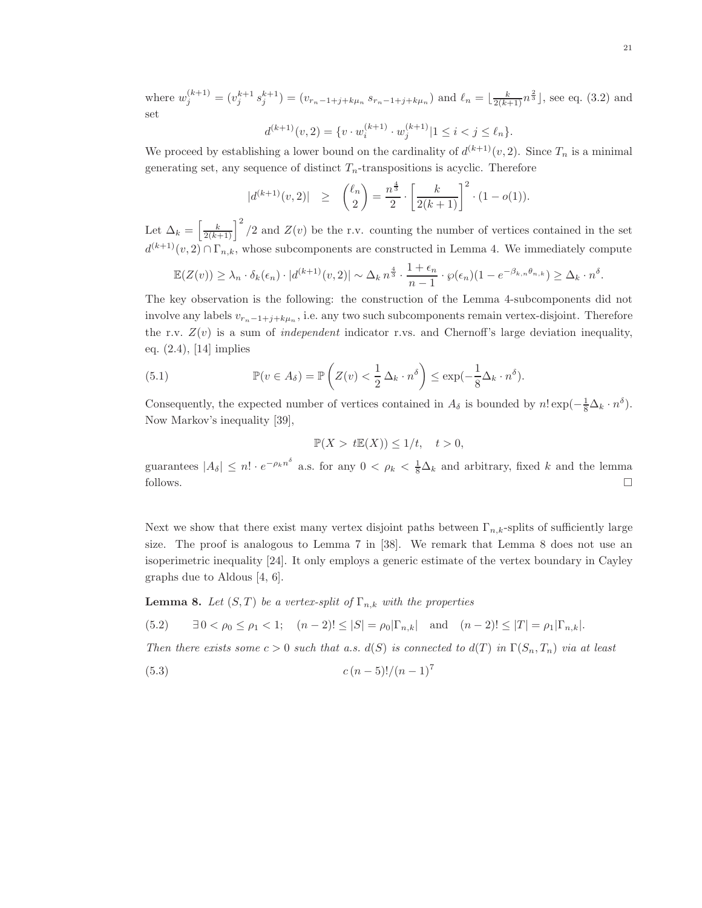where $w_j^{(k+1)} = (v_j^{k+1}\, s_j^{k+1}) = (v_{r_n-1+j+k\mu_n}\, s_{r_n-1+j+k\mu_n})$ and $\ell_n = \lfloor \frac{k}{2(k+1)} n^{\frac{2}{3}} \rfloor$, see eq. (3.2) and set

$$d^{(k+1)}(v,2) = \{v \cdot w_i^{(k+1)} \cdot w_j^{(k+1)} | 1 \leq i < j \leq \ell_n\}.$$

We proceed by establishing a lower bound on the cardinality of $d^{(k+1)}(v,2)$. Since $T_n$ is a minimal generating set, any sequence of distinct $T_n$-transpositions is acyclic. Therefore

$$|d^{(k+1)}(v,2)| \quad \geq \quad \binom{\ell_n}{2} = \frac{n^{\frac{4}{3}}}{2} \cdot \left[\frac{k}{2(k+1)}\right]^2 \cdot (1 - o(1)).$$

Let $\Delta_k = \left[\frac{k}{2(k+1)}\right]^2 /2$ and $Z(v)$ be the r.v. counting the number of vertices contained in the set $d^{(k+1)}(v,2) \cap \Gamma_{n,k}$, whose subcomponents are constructed in Lemma 4. We immediately compute

$$\mathbb{E}(Z(v)) \geq \lambda_n \cdot \delta_k(\epsilon_n) \cdot |d^{(k+1)}(v,2)| \sim \Delta_k\, n^{\frac{4}{3}} \cdot \frac{1+\epsilon_n}{n-1} \cdot \wp(\epsilon_n)(1 - e^{-\beta_{k,n}\theta_{n,k}}) \geq \Delta_k \cdot n^{\delta}.$$

The key observation is the following: the construction of the Lemma 4-subcomponents did not involve any labels $v_{r_n-1+j+k\mu_n}$, i.e. any two such subcomponents remain vertex-disjoint. Therefore the r.v. $Z(v)$ is a sum of *independent* indicator r.vs. and Chernoff's large deviation inequality, eq. (2.4), [14] implies

$$\mathbb{P}(v \in A_\delta) = \mathbb{P}\left(Z(v) < \frac{1}{2}\,\Delta_k \cdot n^{\delta}\right) \leq \exp(-\frac{1}{8}\Delta_k \cdot n^{\delta}). \tag{5.1}$$

Consequently, the expected number of vertices contained in $A_\delta$ is bounded by $n! \exp(-\frac{1}{8}\Delta_k \cdot n^{\delta})$. Now Markov's inequality [39],

$$\mathbb{P}(X > \, t\mathbb{E}(X)) \leq 1/t, \quad t > 0,$$

guarantees $|A_\delta| \leq n! \cdot e^{-\rho_k n^{\delta}}$ a.s. for any $0 < \rho_k < \frac{1}{8}\Delta_k$ and arbitrary, fixed $k$ and the lemma follows. □

Next we show that there exist many vertex disjoint paths between $\Gamma_{n,k}$-splits of sufficiently large size. The proof is analogous to Lemma 7 in [38]. We remark that Lemma 8 does not use an isoperimetric inequality [24]. It only employs a generic estimate of the vertex boundary in Cayley graphs due to Aldous [4, 6].

**Lemma 8.** *Let $(S,T)$ be a vertex-split of $\Gamma_{n,k}$ with the properties*

$$\exists\, 0 < \rho_0 \leq \rho_1 < 1; \quad (n-2)! \leq |S| = \rho_0 |\Gamma_{n,k}| \quad \text{and} \quad (n-2)! \leq |T| = \rho_1 |\Gamma_{n,k}|. \tag{5.2}$$

*Then there exists some $c > 0$ such that a.s. $d(S)$ is connected to $d(T)$ in $\Gamma(S_n, T_n)$ via at least*

$$c\,(n-5)!/(n-1)^7 \tag{5.3}$$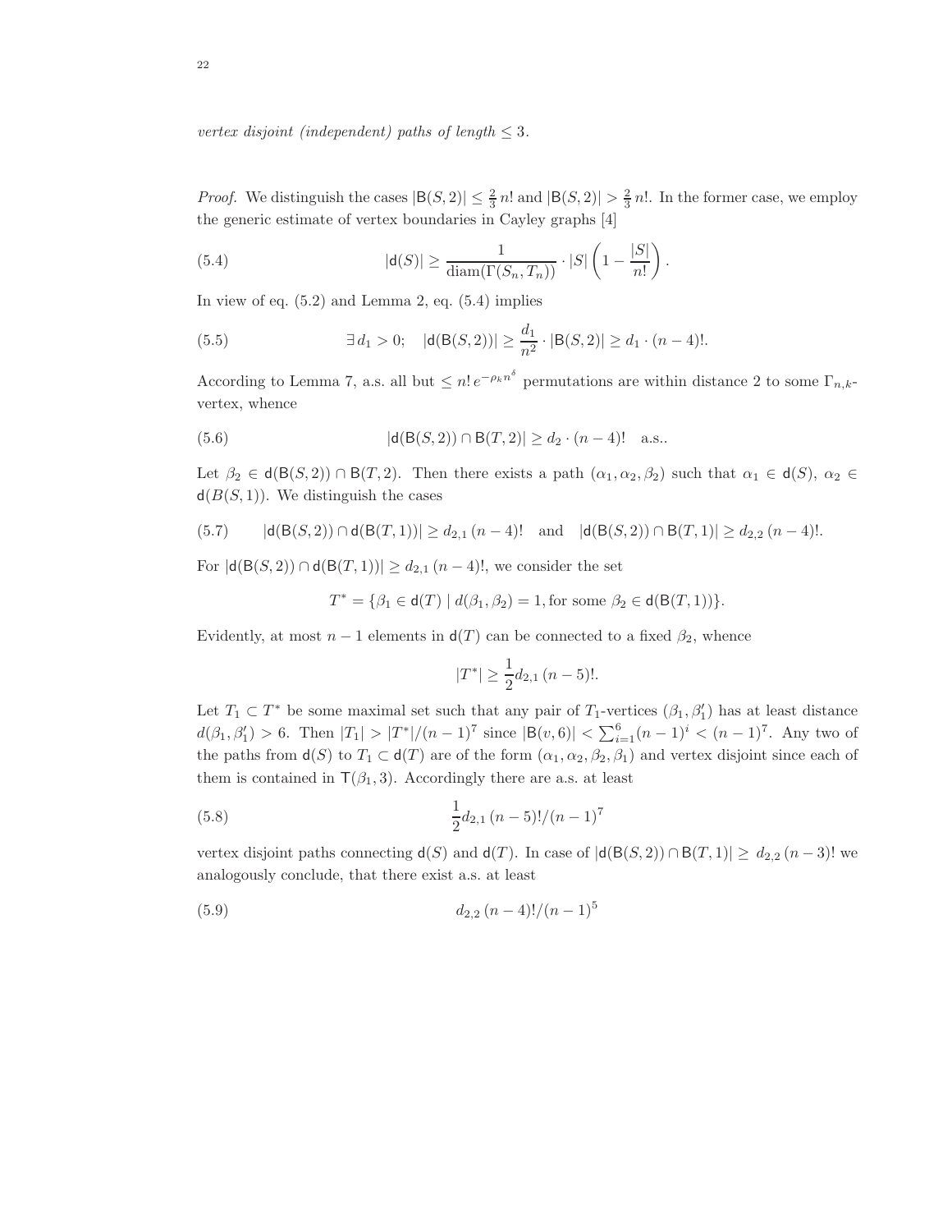*vertex disjoint (independent) paths of length* $\leq 3$.

*Proof.* We distinguish the cases $|\mathsf{B}(S,2)| \leq \frac{2}{3}\,n!$ and $|\mathsf{B}(S,2)| > \frac{2}{3}\,n!$. In the former case, we employ the generic estimate of vertex boundaries in Cayley graphs [4]

$$|\mathsf{d}(S)| \geq \frac{1}{\mathrm{diam}(\Gamma(S_n,T_n))} \cdot |S| \left(1 - \frac{|S|}{n!}\right). \tag{5.4}$$

In view of eq. (5.2) and Lemma 2, eq. (5.4) implies

$$\exists\, d_1 > 0; \quad |\mathsf{d}(\mathsf{B}(S,2))| \geq \frac{d_1}{n^2} \cdot |\mathsf{B}(S,2)| \geq d_1 \cdot (n-4)!. \tag{5.5}$$

According to Lemma 7, a.s. all but $\leq n!\, e^{-\rho_k n^\delta}$ permutations are within distance 2 to some $\Gamma_{n,k}$-vertex, whence

$$|\mathsf{d}(\mathsf{B}(S,2)) \cap \mathsf{B}(T,2)| \geq d_2 \cdot (n-4)! \quad \text{a.s.}. \tag{5.6}$$

Let $\beta_2 \in \mathsf{d}(\mathsf{B}(S,2)) \cap \mathsf{B}(T,2)$. Then there exists a path $(\alpha_1, \alpha_2, \beta_2)$ such that $\alpha_1 \in \mathsf{d}(S)$, $\alpha_2 \in \mathsf{d}(B(S,1))$. We distinguish the cases

$$|\mathsf{d}(\mathsf{B}(S,2)) \cap \mathsf{d}(\mathsf{B}(T,1))| \geq d_{2,1}\,(n-4)! \quad \text{and} \quad |\mathsf{d}(\mathsf{B}(S,2)) \cap \mathsf{B}(T,1)| \geq d_{2,2}\,(n-4)!. \tag{5.7}$$

For $|\mathsf{d}(\mathsf{B}(S,2)) \cap \mathsf{d}(\mathsf{B}(T,1))| \geq d_{2,1}\,(n-4)!$, we consider the set

$$T^* = \{\beta_1 \in \mathsf{d}(T) \mid d(\beta_1, \beta_2) = 1, \text{for some } \beta_2 \in \mathsf{d}(\mathsf{B}(T,1))\}.$$

Evidently, at most $n-1$ elements in $\mathsf{d}(T)$ can be connected to a fixed $\beta_2$, whence

$$|T^*| \geq \frac{1}{2} d_{2,1}\,(n-5)!.$$

Let $T_1 \subset T^*$ be some maximal set such that any pair of $T_1$-vertices $(\beta_1, \beta_1')$ has at least distance $d(\beta_1, \beta_1') > 6$. Then $|T_1| > |T^*|/(n-1)^7$ since $|\mathsf{B}(v,6)| < \sum_{i=1}^{6}(n-1)^i < (n-1)^7$. Any two of the paths from $\mathsf{d}(S)$ to $T_1 \subset \mathsf{d}(T)$ are of the form $(\alpha_1, \alpha_2, \beta_2, \beta_1)$ and vertex disjoint since each of them is contained in $\mathsf{T}(\beta_1, 3)$. Accordingly there are a.s. at least

$$\frac{1}{2} d_{2,1}\,(n-5)!/(n-1)^7 \tag{5.8}$$

vertex disjoint paths connecting $\mathsf{d}(S)$ and $\mathsf{d}(T)$. In case of $|\mathsf{d}(\mathsf{B}(S,2)) \cap \mathsf{B}(T,1)| \geq d_{2,2}\,(n-3)!$ we analogously conclude, that there exist a.s. at least

$$d_{2,2}\,(n-4)!/(n-1)^5 \tag{5.9}$$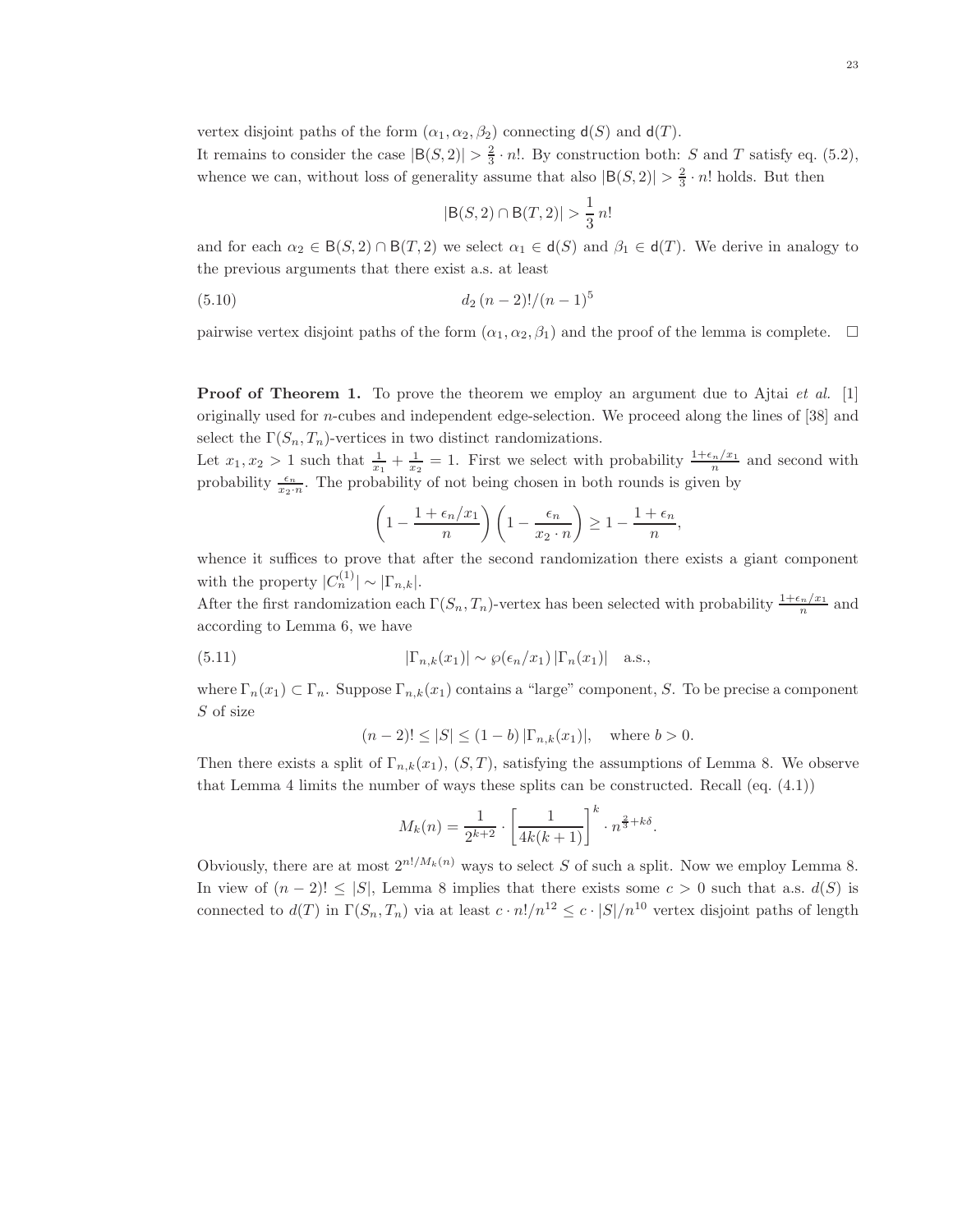vertex disjoint paths of the form $(\alpha_1, \alpha_2, \beta_2)$ connecting $\mathsf{d}(S)$ and $\mathsf{d}(T)$.

It remains to consider the case $|\mathsf{B}(S,2)| > \frac{2}{3} \cdot n!$. By construction both: $S$ and $T$ satisfy eq. (5.2), whence we can, without loss of generality assume that also $|\mathsf{B}(S,2)| > \frac{2}{3} \cdot n!$ holds. But then

$$|\mathsf{B}(S,2) \cap \mathsf{B}(T,2)| > \frac{1}{3}\, n!$$

and for each $\alpha_2 \in \mathsf{B}(S,2) \cap \mathsf{B}(T,2)$ we select $\alpha_1 \in \mathsf{d}(S)$ and $\beta_1 \in \mathsf{d}(T)$. We derive in analogy to the previous arguments that there exist a.s. at least

$$d_2\,(n-2)!/(n-1)^5 \tag{5.10}$$

pairwise vertex disjoint paths of the form $(\alpha_1, \alpha_2, \beta_1)$ and the proof of the lemma is complete. $\square$

**Proof of Theorem 1.** To prove the theorem we employ an argument due to Ajtai *et al.* [1] originally used for $n$-cubes and independent edge-selection. We proceed along the lines of [38] and select the $\Gamma(S_n, T_n)$-vertices in two distinct randomizations.

Let $x_1, x_2 > 1$ such that $\frac{1}{x_1} + \frac{1}{x_2} = 1$. First we select with probability $\frac{1+\epsilon_n/x_1}{n}$ and second with probability $\frac{\epsilon_n}{x_2 \cdot n}$. The probability of not being chosen in both rounds is given by

$$\left(1 - \frac{1+\epsilon_n/x_1}{n}\right)\left(1 - \frac{\epsilon_n}{x_2 \cdot n}\right) \geq 1 - \frac{1+\epsilon_n}{n},$$

whence it suffices to prove that after the second randomization there exists a giant component with the property $|C_n^{(1)}| \sim |\Gamma_{n,k}|$.

After the first randomization each $\Gamma(S_n, T_n)$-vertex has been selected with probability $\frac{1+\epsilon_n/x_1}{n}$ and according to Lemma 6, we have

$$|\Gamma_{n,k}(x_1)| \sim \wp(\epsilon_n/x_1)\,|\Gamma_n(x_1)| \quad \text{a.s.,} \tag{5.11}$$

where $\Gamma_n(x_1) \subset \Gamma_n$. Suppose $\Gamma_{n,k}(x_1)$ contains a "large" component, $S$. To be precise a component $S$ of size

$$(n-2)! \leq |S| \leq (1-b)\,|\Gamma_{n,k}(x_1)|, \quad \text{where } b > 0.$$

Then there exists a split of $\Gamma_{n,k}(x_1)$, $(S,T)$, satisfying the assumptions of Lemma 8. We observe that Lemma 4 limits the number of ways these splits can be constructed. Recall (eq. (4.1))

$$M_k(n) = \frac{1}{2^{k+2}} \cdot \left[\frac{1}{4k(k+1)}\right]^k \cdot n^{\frac{2}{3}+k\delta}.$$

Obviously, there are at most $2^{n!/M_k(n)}$ ways to select $S$ of such a split. Now we employ Lemma 8. In view of $(n-2)! \leq |S|$, Lemma 8 implies that there exists some $c > 0$ such that a.s. $d(S)$ is connected to $d(T)$ in $\Gamma(S_n, T_n)$ via at least $c \cdot n!/n^{12} \leq c \cdot |S|/n^{10}$ vertex disjoint paths of length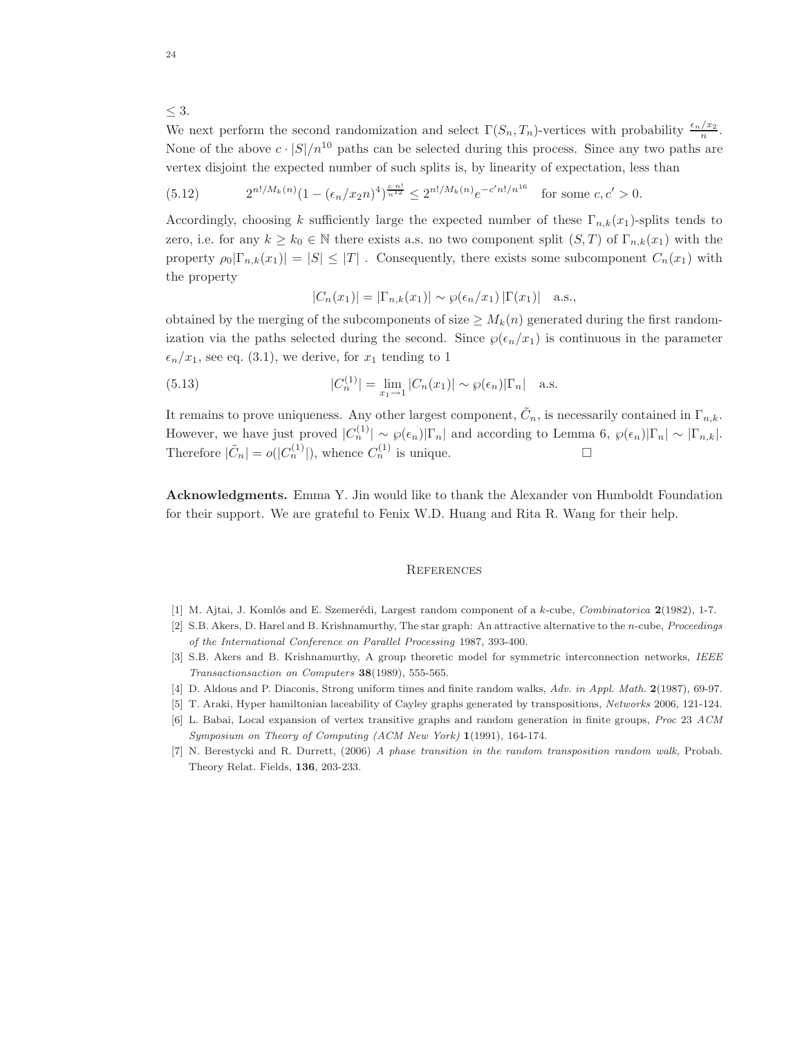$\leq 3$.

We next perform the second randomization and select $\Gamma(S_n, T_n)$-vertices with probability $\frac{\epsilon_n/x_2}{n}$. None of the above $c \cdot |S|/n^{10}$ paths can be selected during this process. Since any two paths are vertex disjoint the expected number of such splits is, by linearity of expectation, less than

$$2^{n!/M_k(n)}(1-(\epsilon_n/x_2 n)^4)^{\frac{c \cdot n!}{n^{12}}} \leq 2^{n!/M_k(n)} e^{-c' n!/n^{16}} \quad \text{for some } c, c' > 0. \tag{5.12}$$

Accordingly, choosing $k$ sufficiently large the expected number of these $\Gamma_{n,k}(x_1)$-splits tends to zero, i.e. for any $k \geq k_0 \in \mathbb{N}$ there exists a.s. no two component split $(S,T)$ of $\Gamma_{n,k}(x_1)$ with the property $\rho_0 |\Gamma_{n,k}(x_1)| = |S| \leq |T|$ . Consequently, there exists some subcomponent $C_n(x_1)$ with the property

$$|C_n(x_1)| = |\Gamma_{n,k}(x_1)| \sim \wp(\epsilon_n/x_1)\, |\Gamma(x_1)| \quad \text{a.s.},$$

obtained by the merging of the subcomponents of size $\geq M_k(n)$ generated during the first randomization via the paths selected during the second. Since $\wp(\epsilon_n/x_1)$ is continuous in the parameter $\epsilon_n/x_1$, see eq. (3.1), we derive, for $x_1$ tending to 1

$$|C_n^{(1)}| = \lim_{x_1 \to 1} |C_n(x_1)| \sim \wp(\epsilon_n)|\Gamma_n| \quad \text{a.s.} \tag{5.13}$$

It remains to prove uniqueness. Any other largest component, $\tilde{C}_n$, is necessarily contained in $\Gamma_{n,k}$. However, we have just proved $|C_n^{(1)}| \sim \wp(\epsilon_n)|\Gamma_n|$ and according to Lemma 6, $\wp(\epsilon_n)|\Gamma_n| \sim |\Gamma_{n,k}|$. Therefore $|\tilde{C}_n| = o(|C_n^{(1)}|)$, whence $C_n^{(1)}$ is unique. $\square$

**Acknowledgments.** Emma Y. Jin would like to thank the Alexander von Humboldt Foundation for their support. We are grateful to Fenix W.D. Huang and Rita R. Wang for their help.

## References

[1] M. Ajtai, J. Komlós and E. Szemerédi, Largest random component of a $k$-cube, *Combinatorica* **2**(1982), 1-7.

[2] S.B. Akers, D. Harel and B. Krishnamurthy, The star graph: An attractive alternative to the $n$-cube, *Proceedings of the International Conference on Parallel Processing* 1987, 393-400.

[3] S.B. Akers and B. Krishnamurthy, A group theoretic model for symmetric interconnection networks, *IEEE Transactionsaction on Computers* **38**(1989), 555-565.

[4] D. Aldous and P. Diaconis, Strong uniform times and finite random walks, *Adv. in Appl. Math.* **2**(1987), 69-97.

[5] T. Araki, Hyper hamiltonian laceability of Cayley graphs generated by transpositions, *Networks* 2006, 121-124.

[6] L. Babai, Local expansion of vertex transitive graphs and random generation in finite groups, *Proc* 23 *ACM Symposium on Theory of Computing (ACM New York)* **1**(1991), 164-174.

[7] N. Berestycki and R. Durrett, (2006) *A phase transition in the random transposition random walk*, Probab. Theory Relat. Fields, **136**, 203-233.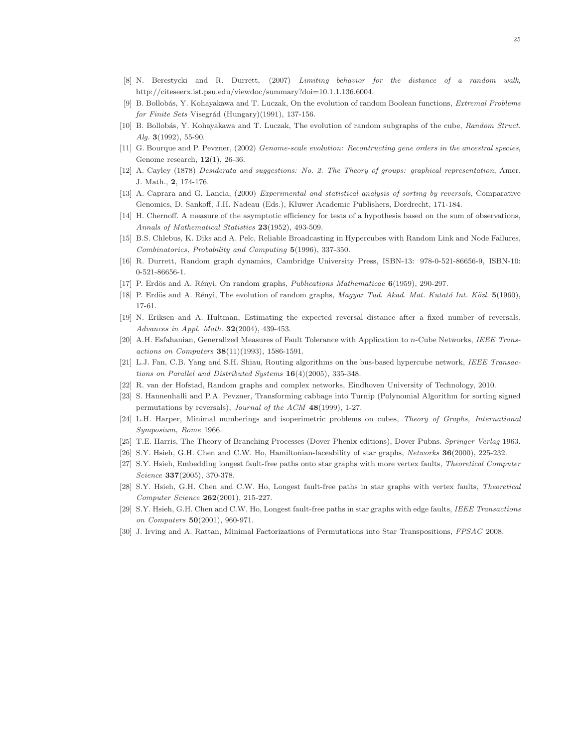[8] N. Berestycki and R. Durrett, (2007) *Limiting behavior for the distance of a random walk*, http://citeseerx.ist.psu.edu/viewdoc/summary?doi=10.1.1.136.6004.

[9] B. Bollobás, Y. Kohayakawa and T. Luczak, On the evolution of random Boolean functions, *Extremal Problems for Finite Sets* Visegrád (Hungary)(1991), 137-156.

[10] B. Bollobás, Y. Kohayakawa and T. Luczak, The evolution of random subgraphs of the cube, *Random Struct. Alg.* **3**(1992), 55-90.

[11] G. Bourque and P. Pevzner, (2002) *Genome-scale evolution: Recontructing gene orders in the ancestral species*, Genome research, **12**(1), 26-36.

[12] A. Cayley (1878) *Desiderata and suggestions: No. 2. The Theory of groups: graphical representation*, Amer. J. Math., **2**, 174-176.

[13] A. Caprara and G. Lancia, (2000) *Experimental and statistical analysis of sorting by reversals*, Comparative Genomics, D. Sankoff, J.H. Nadeau (Eds.), Kluwer Academic Publishers, Dordrecht, 171-184.

[14] H. Chernoff. A measure of the asymptotic efficiency for tests of a hypothesis based on the sum of observations, *Annals of Mathematical Statistics* **23**(1952), 493-509.

[15] B.S. Chlebus, K. Diks and A. Pelc, Reliable Broadcasting in Hypercubes with Random Link and Node Failures, *Combinatorics, Probability and Computing* **5**(1996), 337-350.

[16] R. Durrett, Random graph dynamics, Cambridge University Press, ISBN-13: 978-0-521-86656-9, ISBN-10: 0-521-86656-1.

[17] P. Erdös and A. Rényi, On random graphs, *Publications Mathematicae* **6**(1959), 290-297.

[18] P. Erdös and A. Rényi, The evolution of random graphs, *Magyar Tud. Akad. Mat. Kutató Int. Közl.* **5**(1960), 17-61.

[19] N. Eriksen and A. Hultman, Estimating the expected reversal distance after a fixed number of reversals, *Advances in Appl. Math.* **32**(2004), 439-453.

[20] A.H. Esfahanian, Generalized Measures of Fault Tolerance with Application to $n$-Cube Networks, *IEEE Transactions on Computers* **38**(11)(1993), 1586-1591.

[21] L.J. Fan, C.B. Yang and S.H. Shiau, Routing algorithms on the bus-based hypercube network, *IEEE Transactions on Parallel and Distributed Systems* **16**(4)(2005), 335-348.

[22] R. van der Hofstad, Random graphs and complex networks, Eindhoven University of Technology, 2010.

[23] S. Hannenhalli and P.A. Pevzner, Transforming cabbage into Turnip (Polynomial Algorithm for sorting signed permutations by reversals), *Journal of the ACM* **48**(1999), 1-27.

[24] L.H. Harper, Minimal numberings and isoperimetric problems on cubes, *Theory of Graphs, International Symposium, Rome* 1966.

[25] T.E. Harris, The Theory of Branching Processes (Dover Phenix editions), Dover Pubns. *Springer Verlag* 1963.

[26] S.Y. Hsieh, G.H. Chen and C.W. Ho, Hamiltonian-laceability of star graphs, *Networks* **36**(2000), 225-232.

[27] S.Y. Hsieh, Embedding longest fault-free paths onto star graphs with more vertex faults, *Theoretical Computer Science* **337**(2005), 370-378.

[28] S.Y. Hsieh, G.H. Chen and C.W. Ho, Longest fault-free paths in star graphs with vertex faults, *Theoretical Computer Science* **262**(2001), 215-227.

[29] S.Y. Hsieh, G.H. Chen and C.W. Ho, Longest fault-free paths in star graphs with edge faults, *IEEE Transactions on Computers* **50**(2001), 960-971.

[30] J. Irving and A. Rattan, Minimal Factorizations of Permutations into Star Transpositions, *FPSAC* 2008.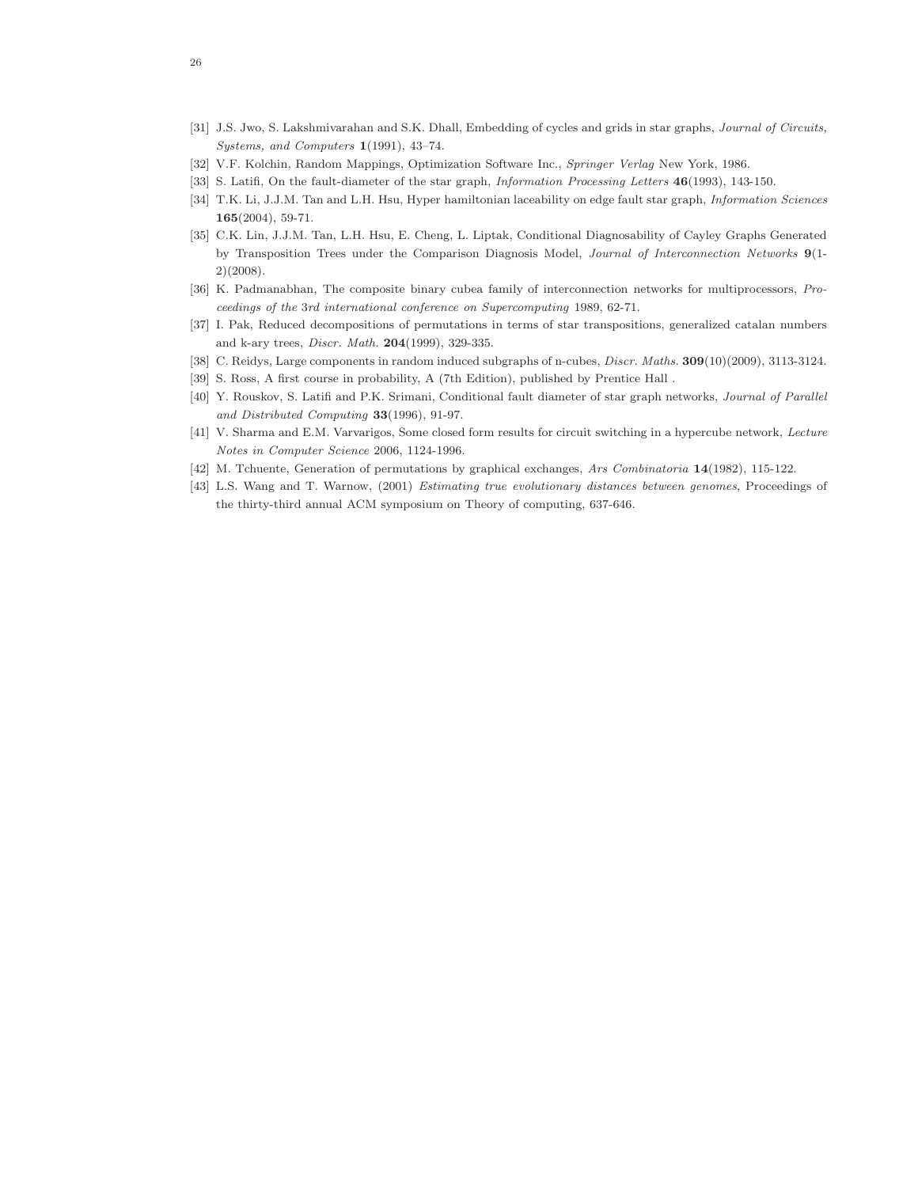[31] J.S. Jwo, S. Lakshmivarahan and S.K. Dhall, Embedding of cycles and grids in star graphs, *Journal of Circuits, Systems, and Computers* **1**(1991), 43–74.

[32] V.F. Kolchin, Random Mappings, Optimization Software Inc., *Springer Verlag* New York, 1986.

[33] S. Latifi, On the fault-diameter of the star graph, *Information Processing Letters* **46**(1993), 143-150.

[34] T.K. Li, J.J.M. Tan and L.H. Hsu, Hyper hamiltonian laceability on edge fault star graph, *Information Sciences* **165**(2004), 59-71.

[35] C.K. Lin, J.J.M. Tan, L.H. Hsu, E. Cheng, L. Liptak, Conditional Diagnosability of Cayley Graphs Generated by Transposition Trees under the Comparison Diagnosis Model, *Journal of Interconnection Networks* **9**(1-2)(2008).

[36] K. Padmanabhan, The composite binary cubea family of interconnection networks for multiprocessors, *Proceedings of the 3rd international conference on Supercomputing* 1989, 62-71.

[37] I. Pak, Reduced decompositions of permutations in terms of star transpositions, generalized catalan numbers and k-ary trees, *Discr. Math.* **204**(1999), 329-335.

[38] C. Reidys, Large components in random induced subgraphs of n-cubes, *Discr. Maths.* **309**(10)(2009), 3113-3124.

[39] S. Ross, A first course in probability, A (7th Edition), published by Prentice Hall .

[40] Y. Rouskov, S. Latifi and P.K. Srimani, Conditional fault diameter of star graph networks, *Journal of Parallel and Distributed Computing* **33**(1996), 91-97.

[41] V. Sharma and E.M. Varvarigos, Some closed form results for circuit switching in a hypercube network, *Lecture Notes in Computer Science* 2006, 1124-1996.

[42] M. Tchuente, Generation of permutations by graphical exchanges, *Ars Combinatoria* **14**(1982), 115-122.

[43] L.S. Wang and T. Warnow, (2001) *Estimating true evolutionary distances between genomes*, Proceedings of the thirty-third annual ACM symposium on Theory of computing, 637-646.